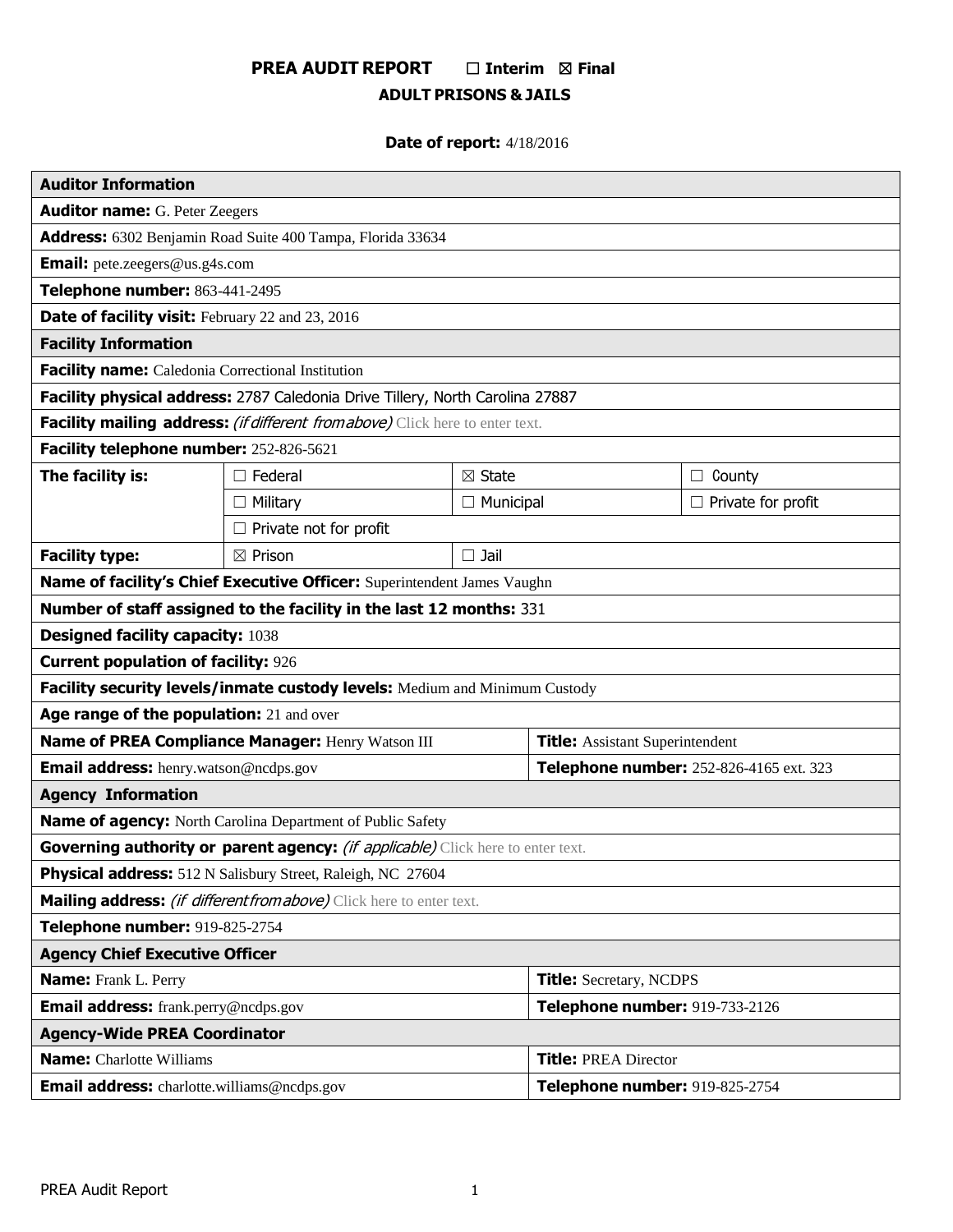# PREA AUDIT REPORT ☐ Interim ☒ Final

## ADULT PRISONS & JAILS

**Date of report:** 4/18/2016

| **Auditor Information** | | | |
|---|---|---|---|
| **Auditor name:** G. Peter Zeegers | | | |
| **Address:** 6302 Benjamin Road Suite 400 Tampa, Florida 33634 | | | |
| **Email:** pete.zeegers@us.g4s.com | | | |
| **Telephone number:** 863-441-2495 | | | |
| **Date of facility visit:** February 22 and 23, 2016 | | | |
| **Facility Information** | | | |
| **Facility name:** Caledonia Correctional Institution | | | |
| **Facility physical address:** 2787 Caledonia Drive Tillery, North Carolina 27887 | | | |
| **Facility mailing address:** *(if different from above)* Click here to enter text. | | | |
| **Facility telephone number:** 252-826-5621 | | | |
| **The facility is:** | ☐ Federal | ☒ State | ☐ County |
| | ☐ Military | ☐ Municipal | ☐ Private for profit |
| | ☐ Private not for profit | | |
| **Facility type:** | ☒ Prison | ☐ Jail | |
| **Name of facility's Chief Executive Officer:** Superintendent James Vaughn | | | |
| **Number of staff assigned to the facility in the last 12 months:** 331 | | | |
| **Designed facility capacity:** 1038 | | | |
| **Current population of facility:** 926 | | | |
| **Facility security levels/inmate custody levels:** Medium and Minimum Custody | | | |
| **Age range of the population:** 21 and over | | | |
| **Name of PREA Compliance Manager:** Henry Watson III | | **Title:** Assistant Superintendent | |
| **Email address:** henry.watson@ncdps.gov | | **Telephone number:** 252-826-4165 ext. 323 | |
| **Agency Information** | | | |
| **Name of agency:** North Carolina Department of Public Safety | | | |
| **Governing authority or parent agency:** *(if applicable)* Click here to enter text. | | | |
| **Physical address:** 512 N Salisbury Street, Raleigh, NC 27604 | | | |
| **Mailing address:** *(if different from above)* Click here to enter text. | | | |
| **Telephone number:** 919-825-2754 | | | |
| **Agency Chief Executive Officer** | | | |
| **Name:** Frank L. Perry | | **Title:** Secretary, NCDPS | |
| **Email address:** frank.perry@ncdps.gov | | **Telephone number:** 919-733-2126 | |
| **Agency-Wide PREA Coordinator** | | | |
| **Name:** Charlotte Williams | | **Title:** PREA Director | |
| **Email address:** charlotte.williams@ncdps.gov | | **Telephone number:** 919-825-2754 | |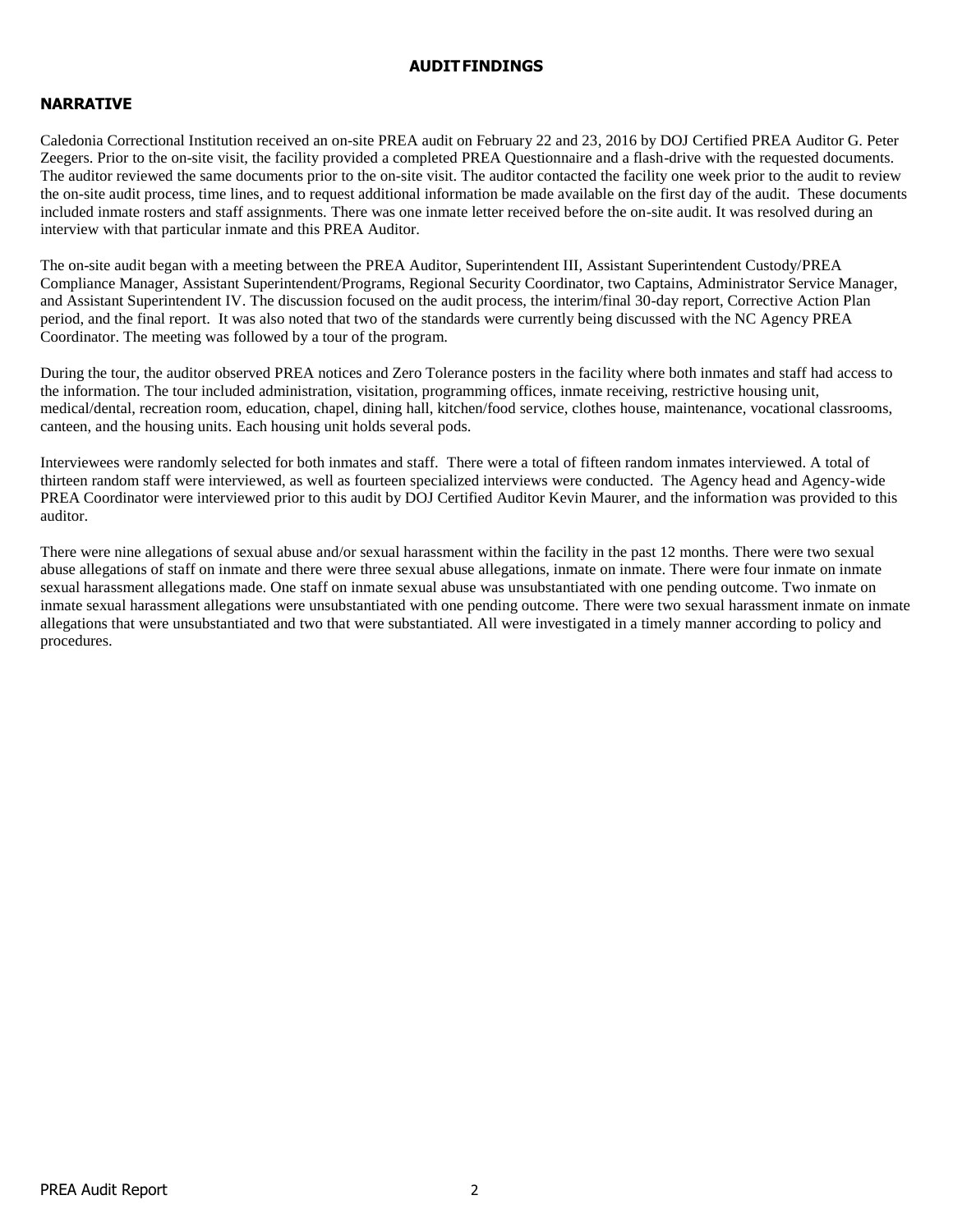# AUDIT FINDINGS

## NARRATIVE

Caledonia Correctional Institution received an on-site PREA audit on February 22 and 23, 2016 by DOJ Certified PREA Auditor G. Peter Zeegers. Prior to the on-site visit, the facility provided a completed PREA Questionnaire and a flash-drive with the requested documents. The auditor reviewed the same documents prior to the on-site visit. The auditor contacted the facility one week prior to the audit to review the on-site audit process, time lines, and to request additional information be made available on the first day of the audit. These documents included inmate rosters and staff assignments. There was one inmate letter received before the on-site audit. It was resolved during an interview with that particular inmate and this PREA Auditor.

The on-site audit began with a meeting between the PREA Auditor, Superintendent III, Assistant Superintendent Custody/PREA Compliance Manager, Assistant Superintendent/Programs, Regional Security Coordinator, two Captains, Administrator Service Manager, and Assistant Superintendent IV. The discussion focused on the audit process, the interim/final 30-day report, Corrective Action Plan period, and the final report. It was also noted that two of the standards were currently being discussed with the NC Agency PREA Coordinator. The meeting was followed by a tour of the program.

During the tour, the auditor observed PREA notices and Zero Tolerance posters in the facility where both inmates and staff had access to the information. The tour included administration, visitation, programming offices, inmate receiving, restrictive housing unit, medical/dental, recreation room, education, chapel, dining hall, kitchen/food service, clothes house, maintenance, vocational classrooms, canteen, and the housing units. Each housing unit holds several pods.

Interviewees were randomly selected for both inmates and staff. There were a total of fifteen random inmates interviewed. A total of thirteen random staff were interviewed, as well as fourteen specialized interviews were conducted. The Agency head and Agency-wide PREA Coordinator were interviewed prior to this audit by DOJ Certified Auditor Kevin Maurer, and the information was provided to this auditor.

There were nine allegations of sexual abuse and/or sexual harassment within the facility in the past 12 months. There were two sexual abuse allegations of staff on inmate and there were three sexual abuse allegations, inmate on inmate. There were four inmate on inmate sexual harassment allegations made. One staff on inmate sexual abuse was unsubstantiated with one pending outcome. Two inmate on inmate sexual harassment allegations were unsubstantiated with one pending outcome. There were two sexual harassment inmate on inmate allegations that were unsubstantiated and two that were substantiated. All were investigated in a timely manner according to policy and procedures.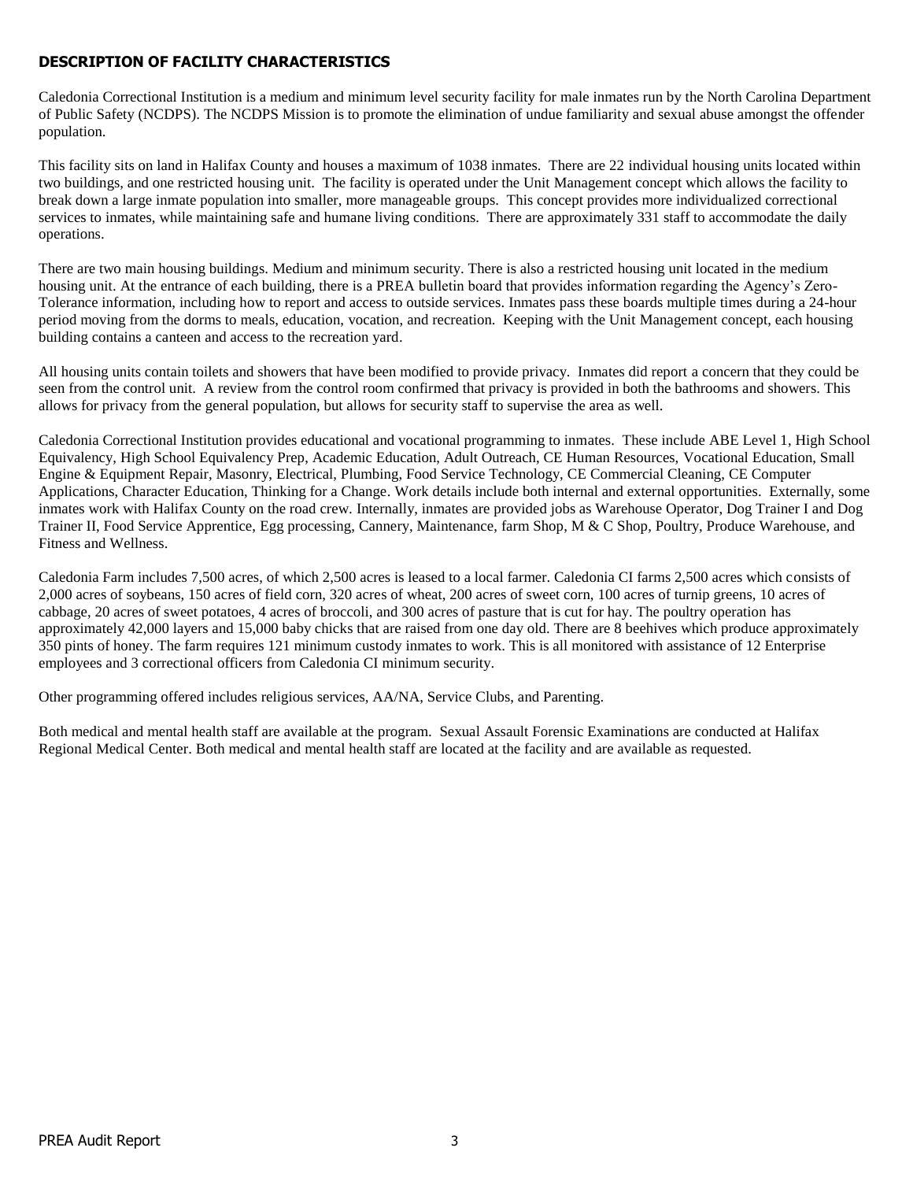## DESCRIPTION OF FACILITY CHARACTERISTICS

Caledonia Correctional Institution is a medium and minimum level security facility for male inmates run by the North Carolina Department of Public Safety (NCDPS). The NCDPS Mission is to promote the elimination of undue familiarity and sexual abuse amongst the offender population.

This facility sits on land in Halifax County and houses a maximum of 1038 inmates. There are 22 individual housing units located within two buildings, and one restricted housing unit. The facility is operated under the Unit Management concept which allows the facility to break down a large inmate population into smaller, more manageable groups. This concept provides more individualized correctional services to inmates, while maintaining safe and humane living conditions. There are approximately 331 staff to accommodate the daily operations.

There are two main housing buildings. Medium and minimum security. There is also a restricted housing unit located in the medium housing unit. At the entrance of each building, there is a PREA bulletin board that provides information regarding the Agency's Zero-Tolerance information, including how to report and access to outside services. Inmates pass these boards multiple times during a 24-hour period moving from the dorms to meals, education, vocation, and recreation. Keeping with the Unit Management concept, each housing building contains a canteen and access to the recreation yard.

All housing units contain toilets and showers that have been modified to provide privacy. Inmates did report a concern that they could be seen from the control unit. A review from the control room confirmed that privacy is provided in both the bathrooms and showers. This allows for privacy from the general population, but allows for security staff to supervise the area as well.

Caledonia Correctional Institution provides educational and vocational programming to inmates. These include ABE Level 1, High School Equivalency, High School Equivalency Prep, Academic Education, Adult Outreach, CE Human Resources, Vocational Education, Small Engine & Equipment Repair, Masonry, Electrical, Plumbing, Food Service Technology, CE Commercial Cleaning, CE Computer Applications, Character Education, Thinking for a Change. Work details include both internal and external opportunities. Externally, some inmates work with Halifax County on the road crew. Internally, inmates are provided jobs as Warehouse Operator, Dog Trainer I and Dog Trainer II, Food Service Apprentice, Egg processing, Cannery, Maintenance, farm Shop, M & C Shop, Poultry, Produce Warehouse, and Fitness and Wellness.

Caledonia Farm includes 7,500 acres, of which 2,500 acres is leased to a local farmer. Caledonia CI farms 2,500 acres which consists of 2,000 acres of soybeans, 150 acres of field corn, 320 acres of wheat, 200 acres of sweet corn, 100 acres of turnip greens, 10 acres of cabbage, 20 acres of sweet potatoes, 4 acres of broccoli, and 300 acres of pasture that is cut for hay. The poultry operation has approximately 42,000 layers and 15,000 baby chicks that are raised from one day old. There are 8 beehives which produce approximately 350 pints of honey. The farm requires 121 minimum custody inmates to work. This is all monitored with assistance of 12 Enterprise employees and 3 correctional officers from Caledonia CI minimum security.

Other programming offered includes religious services, AA/NA, Service Clubs, and Parenting.

Both medical and mental health staff are available at the program. Sexual Assault Forensic Examinations are conducted at Halifax Regional Medical Center. Both medical and mental health staff are located at the facility and are available as requested.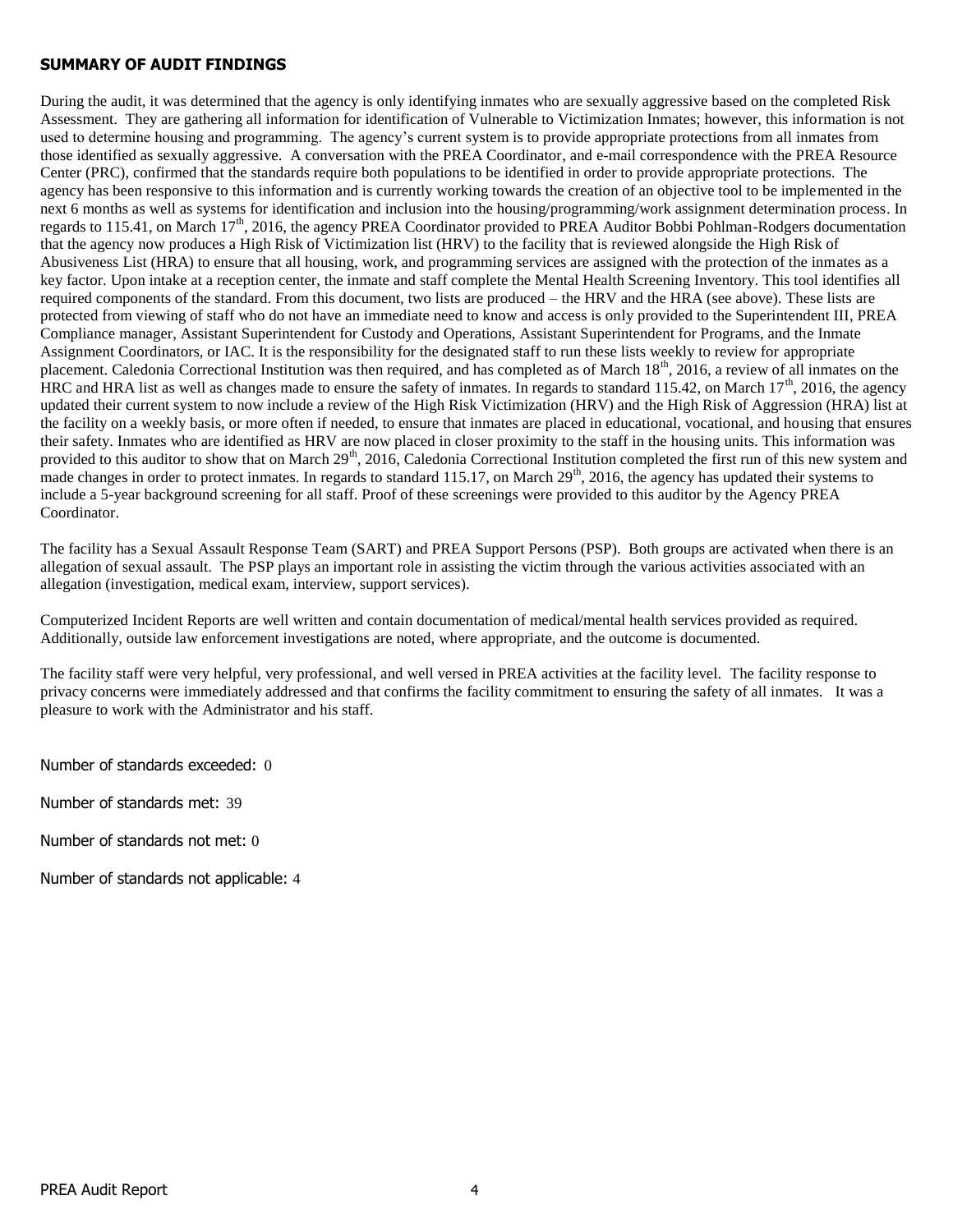**SUMMARY OF AUDIT FINDINGS**

During the audit, it was determined that the agency is only identifying inmates who are sexually aggressive based on the completed Risk Assessment. They are gathering all information for identification of Vulnerable to Victimization Inmates; however, this information is not used to determine housing and programming. The agency's current system is to provide appropriate protections from all inmates from those identified as sexually aggressive. A conversation with the PREA Coordinator, and e-mail correspondence with the PREA Resource Center (PRC), confirmed that the standards require both populations to be identified in order to provide appropriate protections. The agency has been responsive to this information and is currently working towards the creation of an objective tool to be implemented in the next 6 months as well as systems for identification and inclusion into the housing/programming/work assignment determination process. In regards to 115.41, on March 17th, 2016, the agency PREA Coordinator provided to PREA Auditor Bobbi Pohlman-Rodgers documentation that the agency now produces a High Risk of Victimization list (HRV) to the facility that is reviewed alongside the High Risk of Abusiveness List (HRA) to ensure that all housing, work, and programming services are assigned with the protection of the inmates as a key factor. Upon intake at a reception center, the inmate and staff complete the Mental Health Screening Inventory. This tool identifies all required components of the standard. From this document, two lists are produced – the HRV and the HRA (see above). These lists are protected from viewing of staff who do not have an immediate need to know and access is only provided to the Superintendent III, PREA Compliance manager, Assistant Superintendent for Custody and Operations, Assistant Superintendent for Programs, and the Inmate Assignment Coordinators, or IAC. It is the responsibility for the designated staff to run these lists weekly to review for appropriate placement. Caledonia Correctional Institution was then required, and has completed as of March 18th, 2016, a review of all inmates on the HRC and HRA list as well as changes made to ensure the safety of inmates. In regards to standard 115.42, on March 17th, 2016, the agency updated their current system to now include a review of the High Risk Victimization (HRV) and the High Risk of Aggression (HRA) list at the facility on a weekly basis, or more often if needed, to ensure that inmates are placed in educational, vocational, and housing that ensures their safety. Inmates who are identified as HRV are now placed in closer proximity to the staff in the housing units. This information was provided to this auditor to show that on March 29th, 2016, Caledonia Correctional Institution completed the first run of this new system and made changes in order to protect inmates. In regards to standard 115.17, on March 29th, 2016, the agency has updated their systems to include a 5-year background screening for all staff. Proof of these screenings were provided to this auditor by the Agency PREA Coordinator.

The facility has a Sexual Assault Response Team (SART) and PREA Support Persons (PSP). Both groups are activated when there is an allegation of sexual assault. The PSP plays an important role in assisting the victim through the various activities associated with an allegation (investigation, medical exam, interview, support services).

Computerized Incident Reports are well written and contain documentation of medical/mental health services provided as required. Additionally, outside law enforcement investigations are noted, where appropriate, and the outcome is documented.

The facility staff were very helpful, very professional, and well versed in PREA activities at the facility level. The facility response to privacy concerns were immediately addressed and that confirms the facility commitment to ensuring the safety of all inmates. It was a pleasure to work with the Administrator and his staff.

Number of standards exceeded: 0

Number of standards met: 39

Number of standards not met: 0

Number of standards not applicable: 4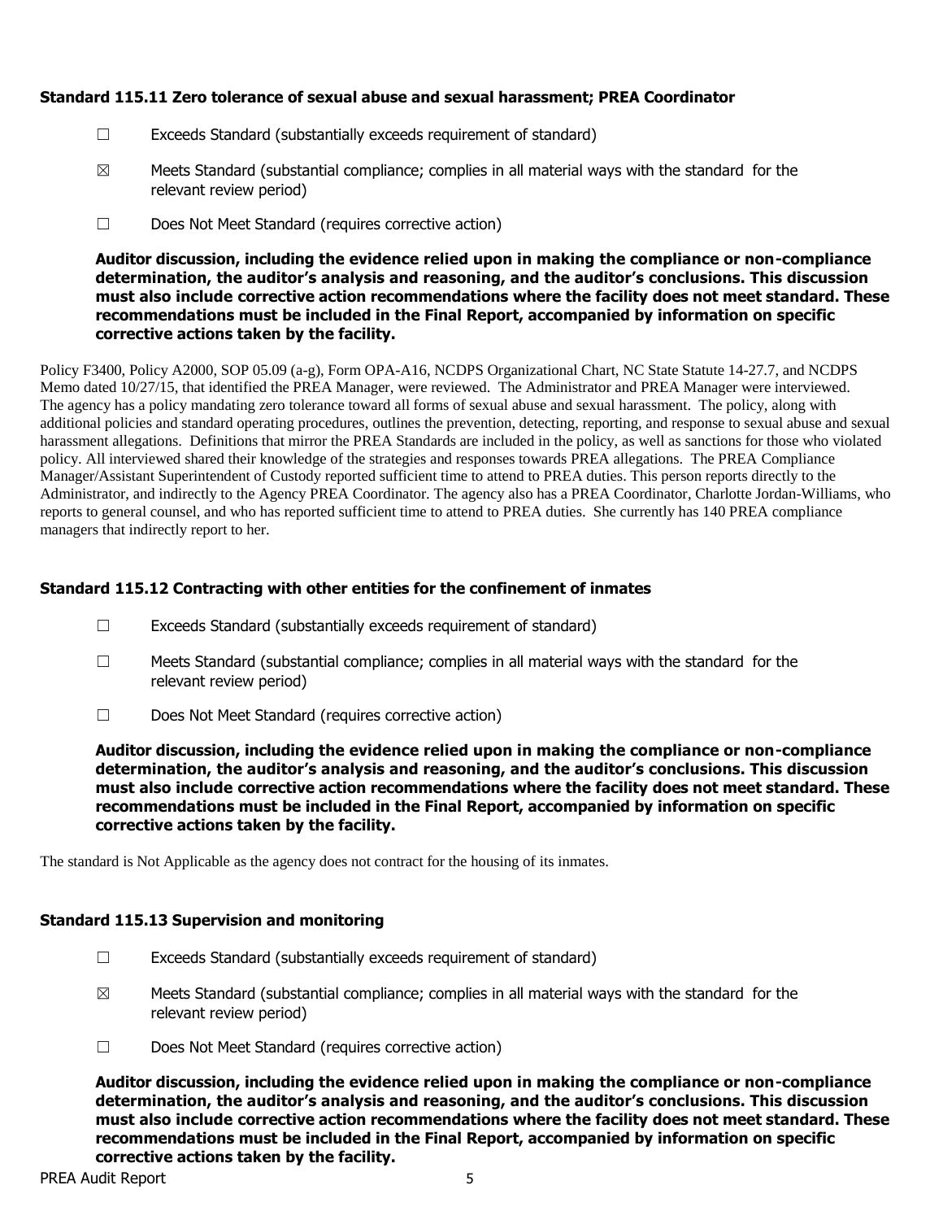### Standard 115.11 Zero tolerance of sexual abuse and sexual harassment; PREA Coordinator

☐ Exceeds Standard (substantially exceeds requirement of standard)

☒ Meets Standard (substantial compliance; complies in all material ways with the standard for the relevant review period)

☐ Does Not Meet Standard (requires corrective action)

**Auditor discussion, including the evidence relied upon in making the compliance or non-compliance determination, the auditor's analysis and reasoning, and the auditor's conclusions. This discussion must also include corrective action recommendations where the facility does not meet standard. These recommendations must be included in the Final Report, accompanied by information on specific corrective actions taken by the facility.**

Policy F3400, Policy A2000, SOP 05.09 (a-g), Form OPA-A16, NCDPS Organizational Chart, NC State Statute 14-27.7, and NCDPS Memo dated 10/27/15, that identified the PREA Manager, were reviewed. The Administrator and PREA Manager were interviewed. The agency has a policy mandating zero tolerance toward all forms of sexual abuse and sexual harassment. The policy, along with additional policies and standard operating procedures, outlines the prevention, detecting, reporting, and response to sexual abuse and sexual harassment allegations. Definitions that mirror the PREA Standards are included in the policy, as well as sanctions for those who violated policy. All interviewed shared their knowledge of the strategies and responses towards PREA allegations. The PREA Compliance Manager/Assistant Superintendent of Custody reported sufficient time to attend to PREA duties. This person reports directly to the Administrator, and indirectly to the Agency PREA Coordinator. The agency also has a PREA Coordinator, Charlotte Jordan-Williams, who reports to general counsel, and who has reported sufficient time to attend to PREA duties. She currently has 140 PREA compliance managers that indirectly report to her.

### Standard 115.12 Contracting with other entities for the confinement of inmates

☐ Exceeds Standard (substantially exceeds requirement of standard)

☐ Meets Standard (substantial compliance; complies in all material ways with the standard for the relevant review period)

☐ Does Not Meet Standard (requires corrective action)

**Auditor discussion, including the evidence relied upon in making the compliance or non-compliance determination, the auditor's analysis and reasoning, and the auditor's conclusions. This discussion must also include corrective action recommendations where the facility does not meet standard. These recommendations must be included in the Final Report, accompanied by information on specific corrective actions taken by the facility.**

The standard is Not Applicable as the agency does not contract for the housing of its inmates.

### Standard 115.13 Supervision and monitoring

☐ Exceeds Standard (substantially exceeds requirement of standard)

☒ Meets Standard (substantial compliance; complies in all material ways with the standard for the relevant review period)

☐ Does Not Meet Standard (requires corrective action)

**Auditor discussion, including the evidence relied upon in making the compliance or non-compliance determination, the auditor's analysis and reasoning, and the auditor's conclusions. This discussion must also include corrective action recommendations where the facility does not meet standard. These recommendations must be included in the Final Report, accompanied by information on specific corrective actions taken by the facility.**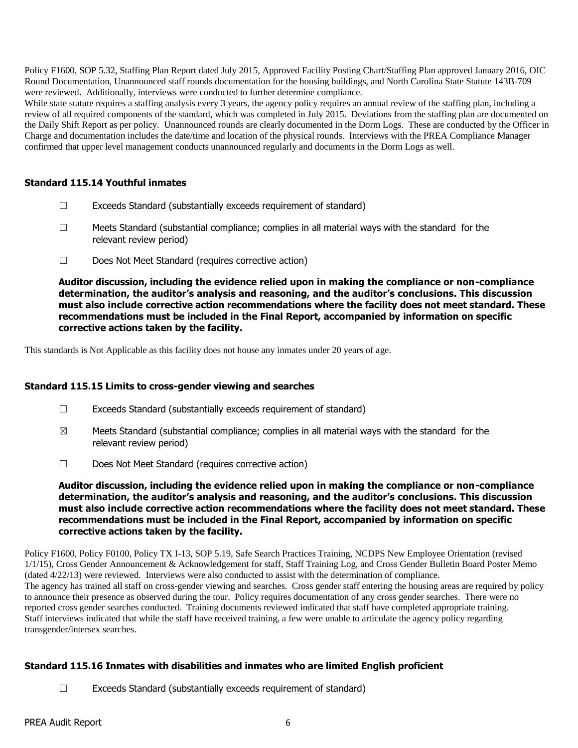Policy F1600, SOP 5.32, Staffing Plan Report dated July 2015, Approved Facility Posting Chart/Staffing Plan approved January 2016, OIC Round Documentation, Unannounced staff rounds documentation for the housing buildings, and North Carolina State Statute 143B-709 were reviewed. Additionally, interviews were conducted to further determine compliance.

While state statute requires a staffing analysis every 3 years, the agency policy requires an annual review of the staffing plan, including a review of all required components of the standard, which was completed in July 2015. Deviations from the staffing plan are documented on the Daily Shift Report as per policy. Unannounced rounds are clearly documented in the Dorm Logs. These are conducted by the Officer in Charge and documentation includes the date/time and location of the physical rounds. Interviews with the PREA Compliance Manager confirmed that upper level management conducts unannounced regularly and documents in the Dorm Logs as well.

### Standard 115.14 Youthful inmates

☐ Exceeds Standard (substantially exceeds requirement of standard)

☐ Meets Standard (substantial compliance; complies in all material ways with the standard for the relevant review period)

☐ Does Not Meet Standard (requires corrective action)

**Auditor discussion, including the evidence relied upon in making the compliance or non-compliance determination, the auditor's analysis and reasoning, and the auditor's conclusions. This discussion must also include corrective action recommendations where the facility does not meet standard. These recommendations must be included in the Final Report, accompanied by information on specific corrective actions taken by the facility.**

This standards is Not Applicable as this facility does not house any inmates under 20 years of age.

### Standard 115.15 Limits to cross-gender viewing and searches

☐ Exceeds Standard (substantially exceeds requirement of standard)

☒ Meets Standard (substantial compliance; complies in all material ways with the standard for the relevant review period)

☐ Does Not Meet Standard (requires corrective action)

**Auditor discussion, including the evidence relied upon in making the compliance or non-compliance determination, the auditor's analysis and reasoning, and the auditor's conclusions. This discussion must also include corrective action recommendations where the facility does not meet standard. These recommendations must be included in the Final Report, accompanied by information on specific corrective actions taken by the facility.**

Policy F1600, Policy F0100, Policy TX I-13, SOP 5.19, Safe Search Practices Training, NCDPS New Employee Orientation (revised 1/1/15), Cross Gender Announcement & Acknowledgement for staff, Staff Training Log, and Cross Gender Bulletin Board Poster Memo (dated 4/22/13) were reviewed. Interviews were also conducted to assist with the determination of compliance.

The agency has trained all staff on cross-gender viewing and searches. Cross gender staff entering the housing areas are required by policy to announce their presence as observed during the tour. Policy requires documentation of any cross gender searches. There were no reported cross gender searches conducted. Training documents reviewed indicated that staff have completed appropriate training.

Staff interviews indicated that while the staff have received training, a few were unable to articulate the agency policy regarding transgender/intersex searches.

### Standard 115.16 Inmates with disabilities and inmates who are limited English proficient

☐ Exceeds Standard (substantially exceeds requirement of standard)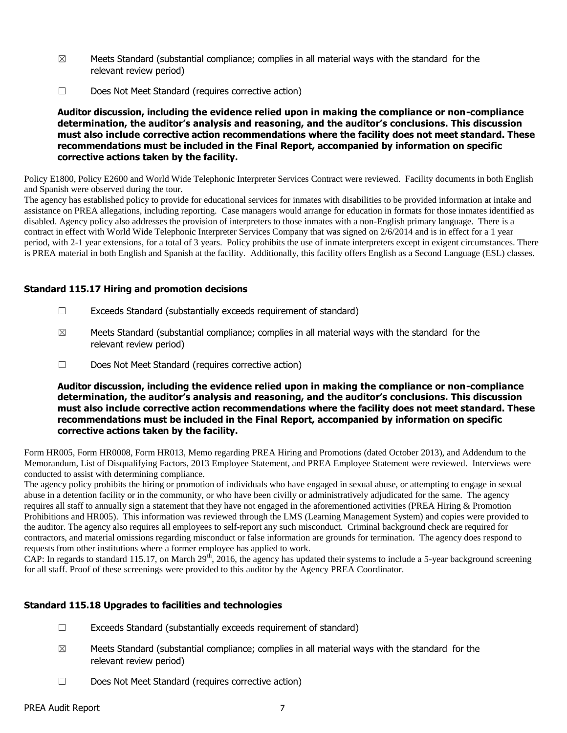☒ Meets Standard (substantial compliance; complies in all material ways with the standard for the relevant review period)

☐ Does Not Meet Standard (requires corrective action)

**Auditor discussion, including the evidence relied upon in making the compliance or non-compliance determination, the auditor's analysis and reasoning, and the auditor's conclusions. This discussion must also include corrective action recommendations where the facility does not meet standard. These recommendations must be included in the Final Report, accompanied by information on specific corrective actions taken by the facility.**

Policy E1800, Policy E2600 and World Wide Telephonic Interpreter Services Contract were reviewed. Facility documents in both English and Spanish were observed during the tour.

The agency has established policy to provide for educational services for inmates with disabilities to be provided information at intake and assistance on PREA allegations, including reporting. Case managers would arrange for education in formats for those inmates identified as disabled. Agency policy also addresses the provision of interpreters to those inmates with a non-English primary language. There is a contract in effect with World Wide Telephonic Interpreter Services Company that was signed on 2/6/2014 and is in effect for a 1 year period, with 2-1 year extensions, for a total of 3 years. Policy prohibits the use of inmate interpreters except in exigent circumstances. There is PREA material in both English and Spanish at the facility. Additionally, this facility offers English as a Second Language (ESL) classes.

### Standard 115.17 Hiring and promotion decisions

☐ Exceeds Standard (substantially exceeds requirement of standard)

☒ Meets Standard (substantial compliance; complies in all material ways with the standard for the relevant review period)

☐ Does Not Meet Standard (requires corrective action)

**Auditor discussion, including the evidence relied upon in making the compliance or non-compliance determination, the auditor's analysis and reasoning, and the auditor's conclusions. This discussion must also include corrective action recommendations where the facility does not meet standard. These recommendations must be included in the Final Report, accompanied by information on specific corrective actions taken by the facility.**

Form HR005, Form HR0008, Form HR013, Memo regarding PREA Hiring and Promotions (dated October 2013), and Addendum to the Memorandum, List of Disqualifying Factors, 2013 Employee Statement, and PREA Employee Statement were reviewed. Interviews were conducted to assist with determining compliance.

The agency policy prohibits the hiring or promotion of individuals who have engaged in sexual abuse, or attempting to engage in sexual abuse in a detention facility or in the community, or who have been civilly or administratively adjudicated for the same. The agency requires all staff to annually sign a statement that they have not engaged in the aforementioned activities (PREA Hiring & Promotion Prohibitions and HR005). This information was reviewed through the LMS (Learning Management System) and copies were provided to the auditor. The agency also requires all employees to self-report any such misconduct. Criminal background check are required for contractors, and material omissions regarding misconduct or false information are grounds for termination. The agency does respond to requests from other institutions where a former employee has applied to work.

CAP: In regards to standard 115.17, on March 29th, 2016, the agency has updated their systems to include a 5-year background screening for all staff. Proof of these screenings were provided to this auditor by the Agency PREA Coordinator.

### Standard 115.18 Upgrades to facilities and technologies

☐ Exceeds Standard (substantially exceeds requirement of standard)

☒ Meets Standard (substantial compliance; complies in all material ways with the standard for the relevant review period)

☐ Does Not Meet Standard (requires corrective action)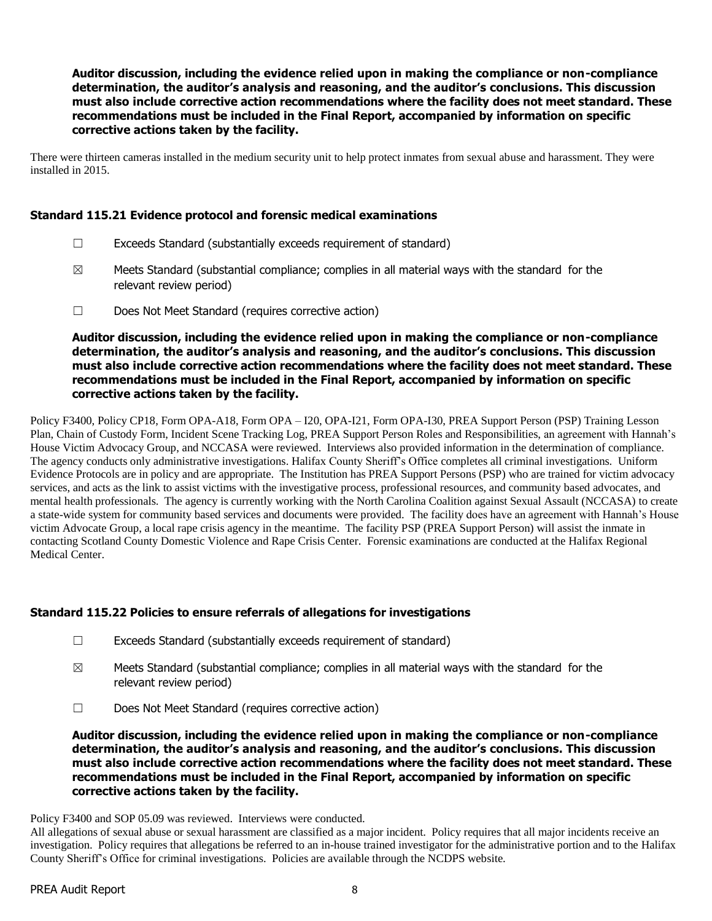**Auditor discussion, including the evidence relied upon in making the compliance or non-compliance determination, the auditor's analysis and reasoning, and the auditor's conclusions. This discussion must also include corrective action recommendations where the facility does not meet standard. These recommendations must be included in the Final Report, accompanied by information on specific corrective actions taken by the facility.**

There were thirteen cameras installed in the medium security unit to help protect inmates from sexual abuse and harassment. They were installed in 2015.

### Standard 115.21 Evidence protocol and forensic medical examinations

☐ Exceeds Standard (substantially exceeds requirement of standard)

☒ Meets Standard (substantial compliance; complies in all material ways with the standard for the relevant review period)

☐ Does Not Meet Standard (requires corrective action)

**Auditor discussion, including the evidence relied upon in making the compliance or non-compliance determination, the auditor's analysis and reasoning, and the auditor's conclusions. This discussion must also include corrective action recommendations where the facility does not meet standard. These recommendations must be included in the Final Report, accompanied by information on specific corrective actions taken by the facility.**

Policy F3400, Policy CP18, Form OPA-A18, Form OPA – I20, OPA-I21, Form OPA-I30, PREA Support Person (PSP) Training Lesson Plan, Chain of Custody Form, Incident Scene Tracking Log, PREA Support Person Roles and Responsibilities, an agreement with Hannah's House Victim Advocacy Group, and NCCASA were reviewed. Interviews also provided information in the determination of compliance. The agency conducts only administrative investigations. Halifax County Sheriff's Office completes all criminal investigations. Uniform Evidence Protocols are in policy and are appropriate. The Institution has PREA Support Persons (PSP) who are trained for victim advocacy services, and acts as the link to assist victims with the investigative process, professional resources, and community based advocates, and mental health professionals. The agency is currently working with the North Carolina Coalition against Sexual Assault (NCCASA) to create a state-wide system for community based services and documents were provided. The facility does have an agreement with Hannah's House victim Advocate Group, a local rape crisis agency in the meantime. The facility PSP (PREA Support Person) will assist the inmate in contacting Scotland County Domestic Violence and Rape Crisis Center. Forensic examinations are conducted at the Halifax Regional Medical Center.

### Standard 115.22 Policies to ensure referrals of allegations for investigations

☐ Exceeds Standard (substantially exceeds requirement of standard)

☒ Meets Standard (substantial compliance; complies in all material ways with the standard for the relevant review period)

☐ Does Not Meet Standard (requires corrective action)

**Auditor discussion, including the evidence relied upon in making the compliance or non-compliance determination, the auditor's analysis and reasoning, and the auditor's conclusions. This discussion must also include corrective action recommendations where the facility does not meet standard. These recommendations must be included in the Final Report, accompanied by information on specific corrective actions taken by the facility.**

Policy F3400 and SOP 05.09 was reviewed. Interviews were conducted.
All allegations of sexual abuse or sexual harassment are classified as a major incident. Policy requires that all major incidents receive an investigation. Policy requires that allegations be referred to an in-house trained investigator for the administrative portion and to the Halifax County Sheriff's Office for criminal investigations. Policies are available through the NCDPS website.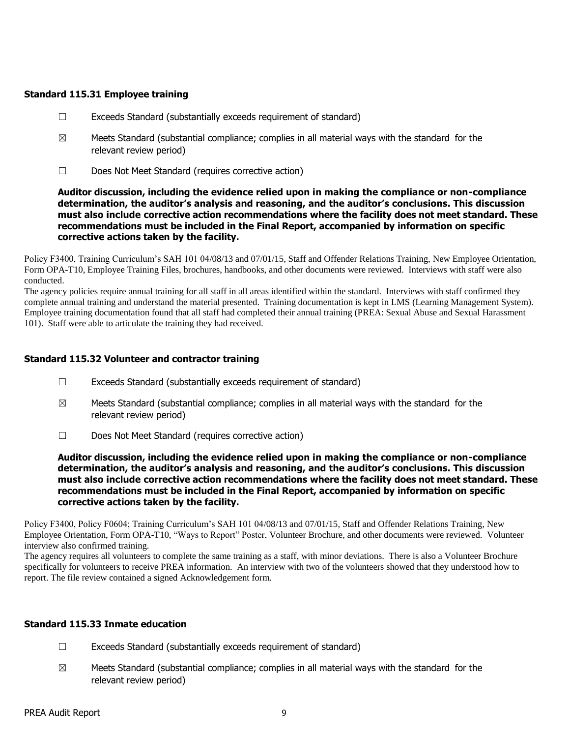### Standard 115.31 Employee training

☐ Exceeds Standard (substantially exceeds requirement of standard)

☒ Meets Standard (substantial compliance; complies in all material ways with the standard for the relevant review period)

☐ Does Not Meet Standard (requires corrective action)

**Auditor discussion, including the evidence relied upon in making the compliance or non-compliance determination, the auditor's analysis and reasoning, and the auditor's conclusions. This discussion must also include corrective action recommendations where the facility does not meet standard. These recommendations must be included in the Final Report, accompanied by information on specific corrective actions taken by the facility.**

Policy F3400, Training Curriculum's SAH 101 04/08/13 and 07/01/15, Staff and Offender Relations Training, New Employee Orientation, Form OPA-T10, Employee Training Files, brochures, handbooks, and other documents were reviewed. Interviews with staff were also conducted.

The agency policies require annual training for all staff in all areas identified within the standard. Interviews with staff confirmed they complete annual training and understand the material presented. Training documentation is kept in LMS (Learning Management System). Employee training documentation found that all staff had completed their annual training (PREA: Sexual Abuse and Sexual Harassment 101). Staff were able to articulate the training they had received.

### Standard 115.32 Volunteer and contractor training

☐ Exceeds Standard (substantially exceeds requirement of standard)

☒ Meets Standard (substantial compliance; complies in all material ways with the standard for the relevant review period)

☐ Does Not Meet Standard (requires corrective action)

**Auditor discussion, including the evidence relied upon in making the compliance or non-compliance determination, the auditor's analysis and reasoning, and the auditor's conclusions. This discussion must also include corrective action recommendations where the facility does not meet standard. These recommendations must be included in the Final Report, accompanied by information on specific corrective actions taken by the facility.**

Policy F3400, Policy F0604; Training Curriculum's SAH 101 04/08/13 and 07/01/15, Staff and Offender Relations Training, New Employee Orientation, Form OPA-T10, "Ways to Report" Poster, Volunteer Brochure, and other documents were reviewed. Volunteer interview also confirmed training.

The agency requires all volunteers to complete the same training as a staff, with minor deviations. There is also a Volunteer Brochure specifically for volunteers to receive PREA information. An interview with two of the volunteers showed that they understood how to report. The file review contained a signed Acknowledgement form.

### Standard 115.33 Inmate education

☐ Exceeds Standard (substantially exceeds requirement of standard)

☒ Meets Standard (substantial compliance; complies in all material ways with the standard for the relevant review period)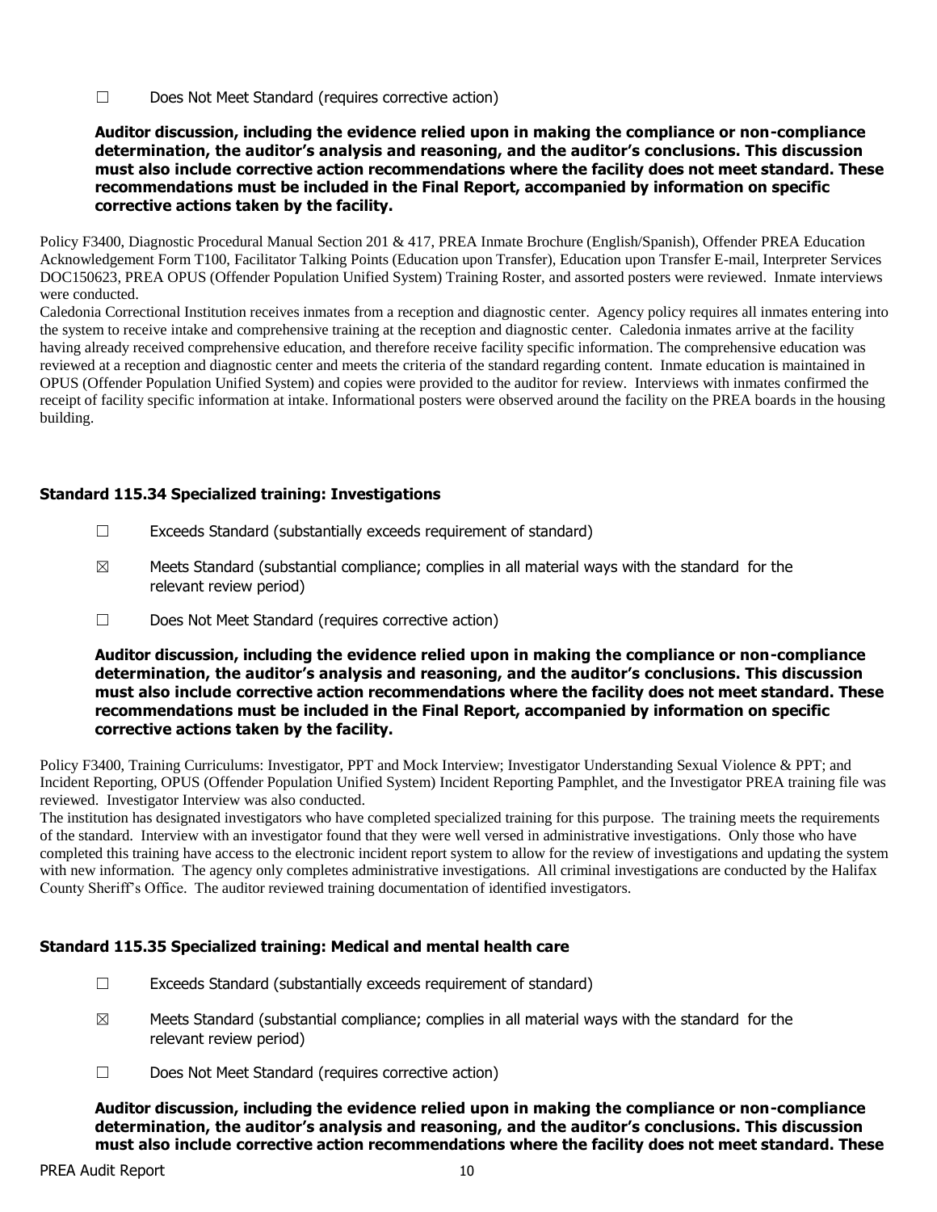☐ Does Not Meet Standard (requires corrective action)

**Auditor discussion, including the evidence relied upon in making the compliance or non-compliance determination, the auditor's analysis and reasoning, and the auditor's conclusions. This discussion must also include corrective action recommendations where the facility does not meet standard. These recommendations must be included in the Final Report, accompanied by information on specific corrective actions taken by the facility.**

Policy F3400, Diagnostic Procedural Manual Section 201 & 417, PREA Inmate Brochure (English/Spanish), Offender PREA Education Acknowledgement Form T100, Facilitator Talking Points (Education upon Transfer), Education upon Transfer E-mail, Interpreter Services DOC150623, PREA OPUS (Offender Population Unified System) Training Roster, and assorted posters were reviewed. Inmate interviews were conducted.

Caledonia Correctional Institution receives inmates from a reception and diagnostic center. Agency policy requires all inmates entering into the system to receive intake and comprehensive training at the reception and diagnostic center. Caledonia inmates arrive at the facility having already received comprehensive education, and therefore receive facility specific information. The comprehensive education was reviewed at a reception and diagnostic center and meets the criteria of the standard regarding content. Inmate education is maintained in OPUS (Offender Population Unified System) and copies were provided to the auditor for review. Interviews with inmates confirmed the receipt of facility specific information at intake. Informational posters were observed around the facility on the PREA boards in the housing building.

### Standard 115.34 Specialized training: Investigations

☐ Exceeds Standard (substantially exceeds requirement of standard)

☒ Meets Standard (substantial compliance; complies in all material ways with the standard for the relevant review period)

☐ Does Not Meet Standard (requires corrective action)

**Auditor discussion, including the evidence relied upon in making the compliance or non-compliance determination, the auditor's analysis and reasoning, and the auditor's conclusions. This discussion must also include corrective action recommendations where the facility does not meet standard. These recommendations must be included in the Final Report, accompanied by information on specific corrective actions taken by the facility.**

Policy F3400, Training Curriculums: Investigator, PPT and Mock Interview; Investigator Understanding Sexual Violence & PPT; and Incident Reporting, OPUS (Offender Population Unified System) Incident Reporting Pamphlet, and the Investigator PREA training file was reviewed. Investigator Interview was also conducted.

The institution has designated investigators who have completed specialized training for this purpose. The training meets the requirements of the standard. Interview with an investigator found that they were well versed in administrative investigations. Only those who have completed this training have access to the electronic incident report system to allow for the review of investigations and updating the system with new information. The agency only completes administrative investigations. All criminal investigations are conducted by the Halifax County Sheriff's Office. The auditor reviewed training documentation of identified investigators.

### Standard 115.35 Specialized training: Medical and mental health care

☐ Exceeds Standard (substantially exceeds requirement of standard)

☒ Meets Standard (substantial compliance; complies in all material ways with the standard for the relevant review period)

☐ Does Not Meet Standard (requires corrective action)

**Auditor discussion, including the evidence relied upon in making the compliance or non-compliance determination, the auditor's analysis and reasoning, and the auditor's conclusions. This discussion must also include corrective action recommendations where the facility does not meet standard. These**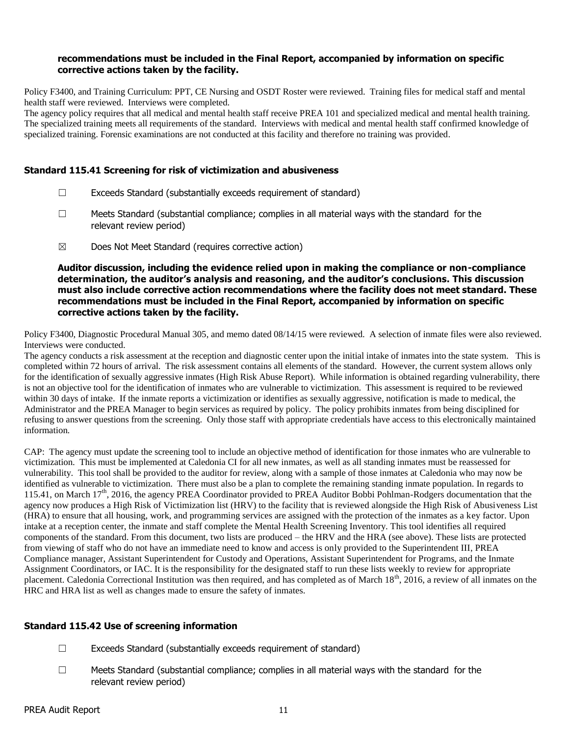**recommendations must be included in the Final Report, accompanied by information on specific corrective actions taken by the facility.**

Policy F3400, and Training Curriculum: PPT, CE Nursing and OSDT Roster were reviewed. Training files for medical staff and mental health staff were reviewed. Interviews were completed.
The agency policy requires that all medical and mental health staff receive PREA 101 and specialized medical and mental health training. The specialized training meets all requirements of the standard. Interviews with medical and mental health staff confirmed knowledge of specialized training. Forensic examinations are not conducted at this facility and therefore no training was provided.

### Standard 115.41 Screening for risk of victimization and abusiveness

☐ Exceeds Standard (substantially exceeds requirement of standard)

☐ Meets Standard (substantial compliance; complies in all material ways with the standard for the relevant review period)

☒ Does Not Meet Standard (requires corrective action)

**Auditor discussion, including the evidence relied upon in making the compliance or non-compliance determination, the auditor's analysis and reasoning, and the auditor's conclusions. This discussion must also include corrective action recommendations where the facility does not meet standard. These recommendations must be included in the Final Report, accompanied by information on specific corrective actions taken by the facility.**

Policy F3400, Diagnostic Procedural Manual 305, and memo dated 08/14/15 were reviewed. A selection of inmate files were also reviewed. Interviews were conducted.
The agency conducts a risk assessment at the reception and diagnostic center upon the initial intake of inmates into the state system. This is completed within 72 hours of arrival. The risk assessment contains all elements of the standard. However, the current system allows only for the identification of sexually aggressive inmates (High Risk Abuse Report). While information is obtained regarding vulnerability, there is not an objective tool for the identification of inmates who are vulnerable to victimization. This assessment is required to be reviewed within 30 days of intake. If the inmate reports a victimization or identifies as sexually aggressive, notification is made to medical, the Administrator and the PREA Manager to begin services as required by policy. The policy prohibits inmates from being disciplined for refusing to answer questions from the screening. Only those staff with appropriate credentials have access to this electronically maintained information.

CAP: The agency must update the screening tool to include an objective method of identification for those inmates who are vulnerable to victimization. This must be implemented at Caledonia CI for all new inmates, as well as all standing inmates must be reassessed for vulnerability. This tool shall be provided to the auditor for review, along with a sample of those inmates at Caledonia who may now be identified as vulnerable to victimization. There must also be a plan to complete the remaining standing inmate population. In regards to 115.41, on March 17th, 2016, the agency PREA Coordinator provided to PREA Auditor Bobbi Pohlman-Rodgers documentation that the agency now produces a High Risk of Victimization list (HRV) to the facility that is reviewed alongside the High Risk of Abusiveness List (HRA) to ensure that all housing, work, and programming services are assigned with the protection of the inmates as a key factor. Upon intake at a reception center, the inmate and staff complete the Mental Health Screening Inventory. This tool identifies all required components of the standard. From this document, two lists are produced – the HRV and the HRA (see above). These lists are protected from viewing of staff who do not have an immediate need to know and access is only provided to the Superintendent III, PREA Compliance manager, Assistant Superintendent for Custody and Operations, Assistant Superintendent for Programs, and the Inmate Assignment Coordinators, or IAC. It is the responsibility for the designated staff to run these lists weekly to review for appropriate placement. Caledonia Correctional Institution was then required, and has completed as of March 18th, 2016, a review of all inmates on the HRC and HRA list as well as changes made to ensure the safety of inmates.

### Standard 115.42 Use of screening information

☐ Exceeds Standard (substantially exceeds requirement of standard)

☐ Meets Standard (substantial compliance; complies in all material ways with the standard for the relevant review period)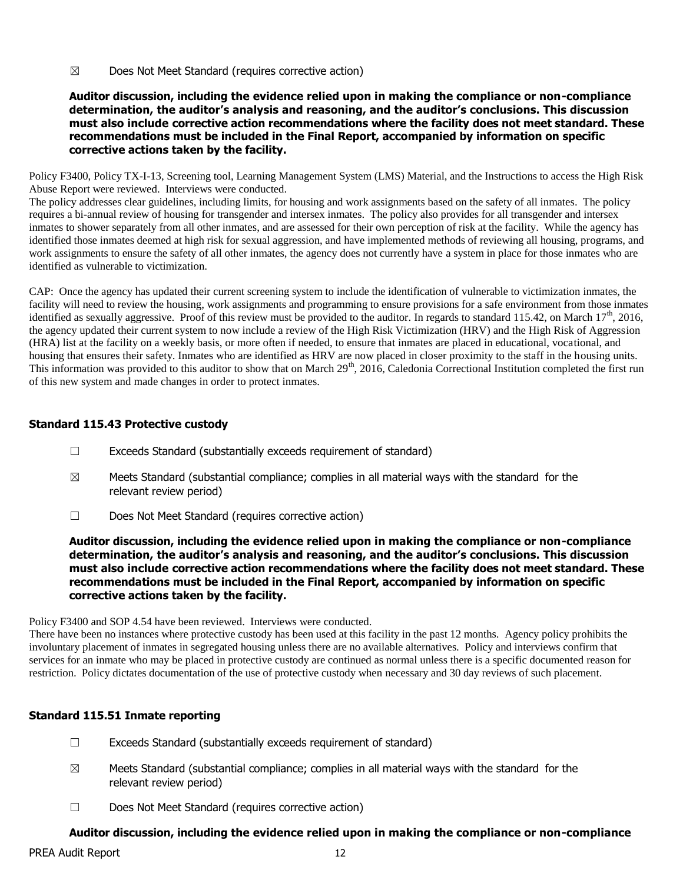☒ Does Not Meet Standard (requires corrective action)

**Auditor discussion, including the evidence relied upon in making the compliance or non-compliance determination, the auditor's analysis and reasoning, and the auditor's conclusions. This discussion must also include corrective action recommendations where the facility does not meet standard. These recommendations must be included in the Final Report, accompanied by information on specific corrective actions taken by the facility.**

Policy F3400, Policy TX-I-13, Screening tool, Learning Management System (LMS) Material, and the Instructions to access the High Risk Abuse Report were reviewed. Interviews were conducted.
The policy addresses clear guidelines, including limits, for housing and work assignments based on the safety of all inmates. The policy requires a bi-annual review of housing for transgender and intersex inmates. The policy also provides for all transgender and intersex inmates to shower separately from all other inmates, and are assessed for their own perception of risk at the facility. While the agency has identified those inmates deemed at high risk for sexual aggression, and have implemented methods of reviewing all housing, programs, and work assignments to ensure the safety of all other inmates, the agency does not currently have a system in place for those inmates who are identified as vulnerable to victimization.

CAP: Once the agency has updated their current screening system to include the identification of vulnerable to victimization inmates, the facility will need to review the housing, work assignments and programming to ensure provisions for a safe environment from those inmates identified as sexually aggressive. Proof of this review must be provided to the auditor. In regards to standard 115.42, on March 17th, 2016, the agency updated their current system to now include a review of the High Risk Victimization (HRV) and the High Risk of Aggression (HRA) list at the facility on a weekly basis, or more often if needed, to ensure that inmates are placed in educational, vocational, and housing that ensures their safety. Inmates who are identified as HRV are now placed in closer proximity to the staff in the housing units. This information was provided to this auditor to show that on March 29th, 2016, Caledonia Correctional Institution completed the first run of this new system and made changes in order to protect inmates.

### Standard 115.43 Protective custody

☐ Exceeds Standard (substantially exceeds requirement of standard)

☒ Meets Standard (substantial compliance; complies in all material ways with the standard for the relevant review period)

☐ Does Not Meet Standard (requires corrective action)

**Auditor discussion, including the evidence relied upon in making the compliance or non-compliance determination, the auditor's analysis and reasoning, and the auditor's conclusions. This discussion must also include corrective action recommendations where the facility does not meet standard. These recommendations must be included in the Final Report, accompanied by information on specific corrective actions taken by the facility.**

Policy F3400 and SOP 4.54 have been reviewed. Interviews were conducted.
There have been no instances where protective custody has been used at this facility in the past 12 months. Agency policy prohibits the involuntary placement of inmates in segregated housing unless there are no available alternatives. Policy and interviews confirm that services for an inmate who may be placed in protective custody are continued as normal unless there is a specific documented reason for restriction. Policy dictates documentation of the use of protective custody when necessary and 30 day reviews of such placement.

### Standard 115.51 Inmate reporting

☐ Exceeds Standard (substantially exceeds requirement of standard)

☒ Meets Standard (substantial compliance; complies in all material ways with the standard for the relevant review period)

☐ Does Not Meet Standard (requires corrective action)

**Auditor discussion, including the evidence relied upon in making the compliance or non-compliance**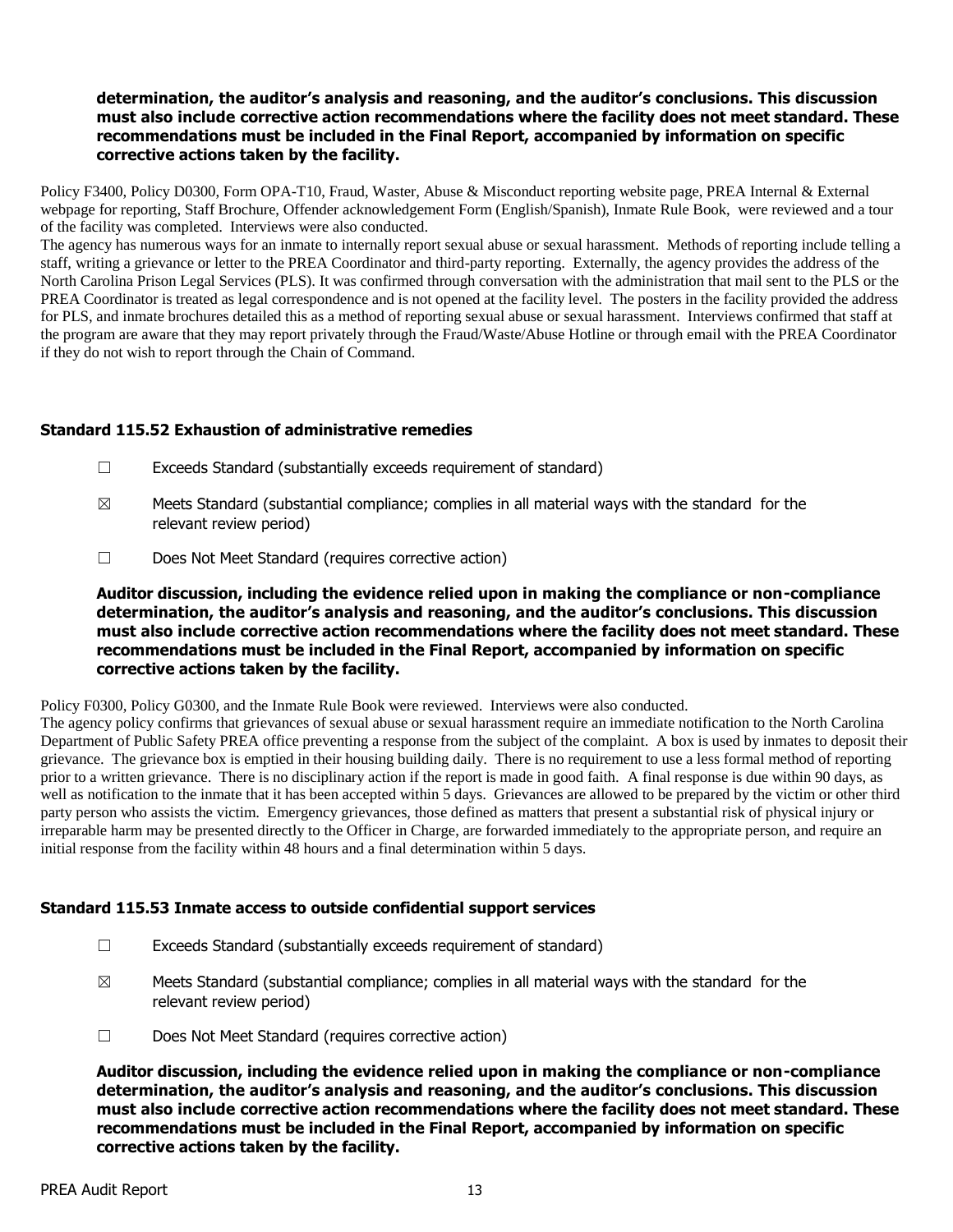**determination, the auditor's analysis and reasoning, and the auditor's conclusions. This discussion must also include corrective action recommendations where the facility does not meet standard. These recommendations must be included in the Final Report, accompanied by information on specific corrective actions taken by the facility.**

Policy F3400, Policy D0300, Form OPA-T10, Fraud, Waster, Abuse & Misconduct reporting website page, PREA Internal & External webpage for reporting, Staff Brochure, Offender acknowledgement Form (English/Spanish), Inmate Rule Book, were reviewed and a tour of the facility was completed. Interviews were also conducted.

The agency has numerous ways for an inmate to internally report sexual abuse or sexual harassment. Methods of reporting include telling a staff, writing a grievance or letter to the PREA Coordinator and third-party reporting. Externally, the agency provides the address of the North Carolina Prison Legal Services (PLS). It was confirmed through conversation with the administration that mail sent to the PLS or the PREA Coordinator is treated as legal correspondence and is not opened at the facility level. The posters in the facility provided the address for PLS, and inmate brochures detailed this as a method of reporting sexual abuse or sexual harassment. Interviews confirmed that staff at the program are aware that they may report privately through the Fraud/Waste/Abuse Hotline or through email with the PREA Coordinator if they do not wish to report through the Chain of Command.

### Standard 115.52 Exhaustion of administrative remedies

☐ Exceeds Standard (substantially exceeds requirement of standard)

☒ Meets Standard (substantial compliance; complies in all material ways with the standard for the relevant review period)

☐ Does Not Meet Standard (requires corrective action)

**Auditor discussion, including the evidence relied upon in making the compliance or non-compliance determination, the auditor's analysis and reasoning, and the auditor's conclusions. This discussion must also include corrective action recommendations where the facility does not meet standard. These recommendations must be included in the Final Report, accompanied by information on specific corrective actions taken by the facility.**

Policy F0300, Policy G0300, and the Inmate Rule Book were reviewed. Interviews were also conducted.

The agency policy confirms that grievances of sexual abuse or sexual harassment require an immediate notification to the North Carolina Department of Public Safety PREA office preventing a response from the subject of the complaint. A box is used by inmates to deposit their grievance. The grievance box is emptied in their housing building daily. There is no requirement to use a less formal method of reporting prior to a written grievance. There is no disciplinary action if the report is made in good faith. A final response is due within 90 days, as well as notification to the inmate that it has been accepted within 5 days. Grievances are allowed to be prepared by the victim or other third party person who assists the victim. Emergency grievances, those defined as matters that present a substantial risk of physical injury or irreparable harm may be presented directly to the Officer in Charge, are forwarded immediately to the appropriate person, and require an initial response from the facility within 48 hours and a final determination within 5 days.

### Standard 115.53 Inmate access to outside confidential support services

☐ Exceeds Standard (substantially exceeds requirement of standard)

☒ Meets Standard (substantial compliance; complies in all material ways with the standard for the relevant review period)

☐ Does Not Meet Standard (requires corrective action)

**Auditor discussion, including the evidence relied upon in making the compliance or non-compliance determination, the auditor's analysis and reasoning, and the auditor's conclusions. This discussion must also include corrective action recommendations where the facility does not meet standard. These recommendations must be included in the Final Report, accompanied by information on specific corrective actions taken by the facility.**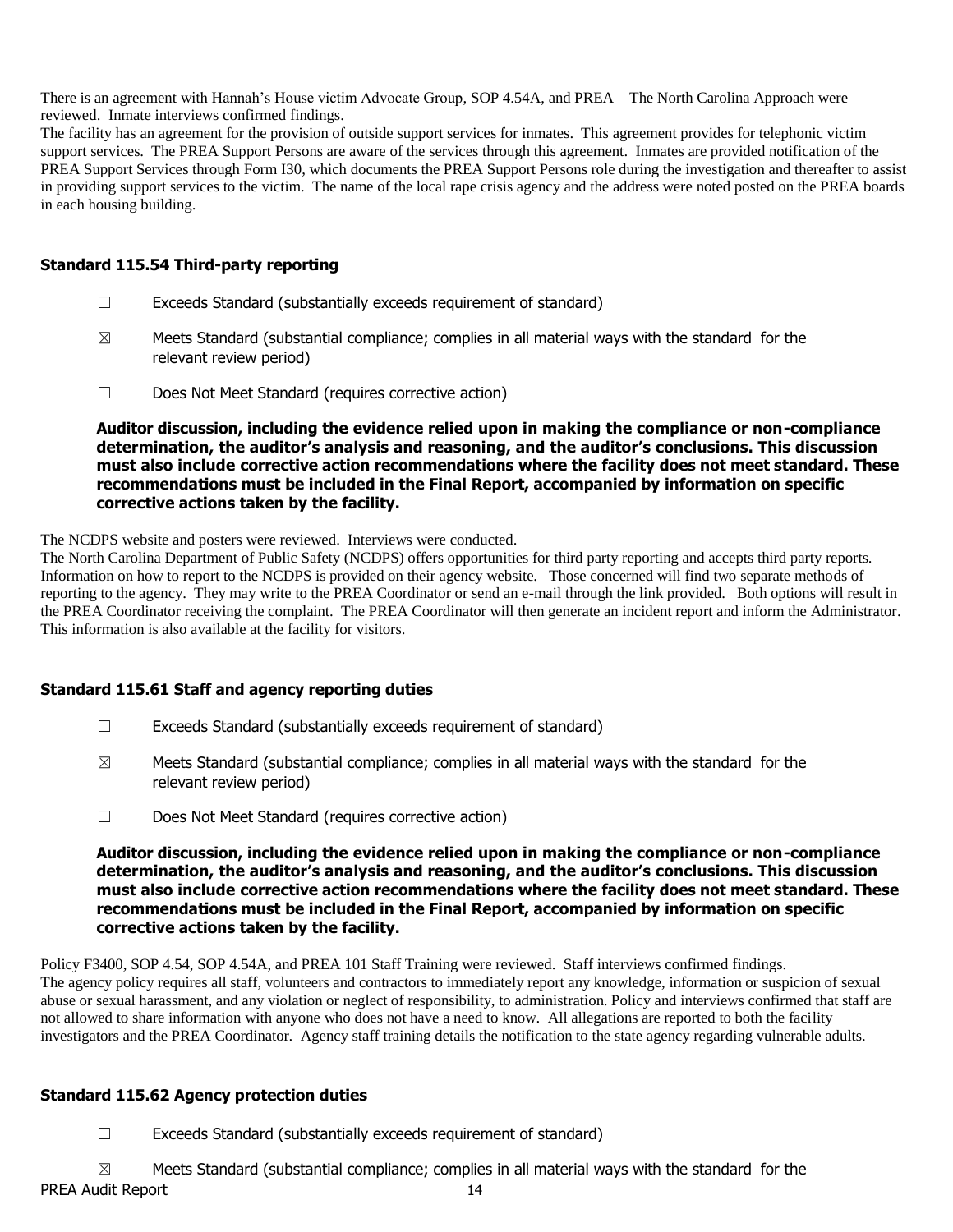There is an agreement with Hannah's House victim Advocate Group, SOP 4.54A, and PREA – The North Carolina Approach were reviewed. Inmate interviews confirmed findings.
The facility has an agreement for the provision of outside support services for inmates. This agreement provides for telephonic victim support services. The PREA Support Persons are aware of the services through this agreement. Inmates are provided notification of the PREA Support Services through Form I30, which documents the PREA Support Persons role during the investigation and thereafter to assist in providing support services to the victim. The name of the local rape crisis agency and the address were noted posted on the PREA boards in each housing building.

### Standard 115.54 Third-party reporting

☐ Exceeds Standard (substantially exceeds requirement of standard)

☒ Meets Standard (substantial compliance; complies in all material ways with the standard for the relevant review period)

☐ Does Not Meet Standard (requires corrective action)

**Auditor discussion, including the evidence relied upon in making the compliance or non-compliance determination, the auditor's analysis and reasoning, and the auditor's conclusions. This discussion must also include corrective action recommendations where the facility does not meet standard. These recommendations must be included in the Final Report, accompanied by information on specific corrective actions taken by the facility.**

The NCDPS website and posters were reviewed. Interviews were conducted.
The North Carolina Department of Public Safety (NCDPS) offers opportunities for third party reporting and accepts third party reports. Information on how to report to the NCDPS is provided on their agency website. Those concerned will find two separate methods of reporting to the agency. They may write to the PREA Coordinator or send an e-mail through the link provided. Both options will result in the PREA Coordinator receiving the complaint. The PREA Coordinator will then generate an incident report and inform the Administrator. This information is also available at the facility for visitors.

### Standard 115.61 Staff and agency reporting duties

☐ Exceeds Standard (substantially exceeds requirement of standard)

☒ Meets Standard (substantial compliance; complies in all material ways with the standard for the relevant review period)

☐ Does Not Meet Standard (requires corrective action)

**Auditor discussion, including the evidence relied upon in making the compliance or non-compliance determination, the auditor's analysis and reasoning, and the auditor's conclusions. This discussion must also include corrective action recommendations where the facility does not meet standard. These recommendations must be included in the Final Report, accompanied by information on specific corrective actions taken by the facility.**

Policy F3400, SOP 4.54, SOP 4.54A, and PREA 101 Staff Training were reviewed. Staff interviews confirmed findings.
The agency policy requires all staff, volunteers and contractors to immediately report any knowledge, information or suspicion of sexual abuse or sexual harassment, and any violation or neglect of responsibility, to administration. Policy and interviews confirmed that staff are not allowed to share information with anyone who does not have a need to know. All allegations are reported to both the facility investigators and the PREA Coordinator. Agency staff training details the notification to the state agency regarding vulnerable adults.

### Standard 115.62 Agency protection duties

☐ Exceeds Standard (substantially exceeds requirement of standard)

☒ Meets Standard (substantial compliance; complies in all material ways with the standard for the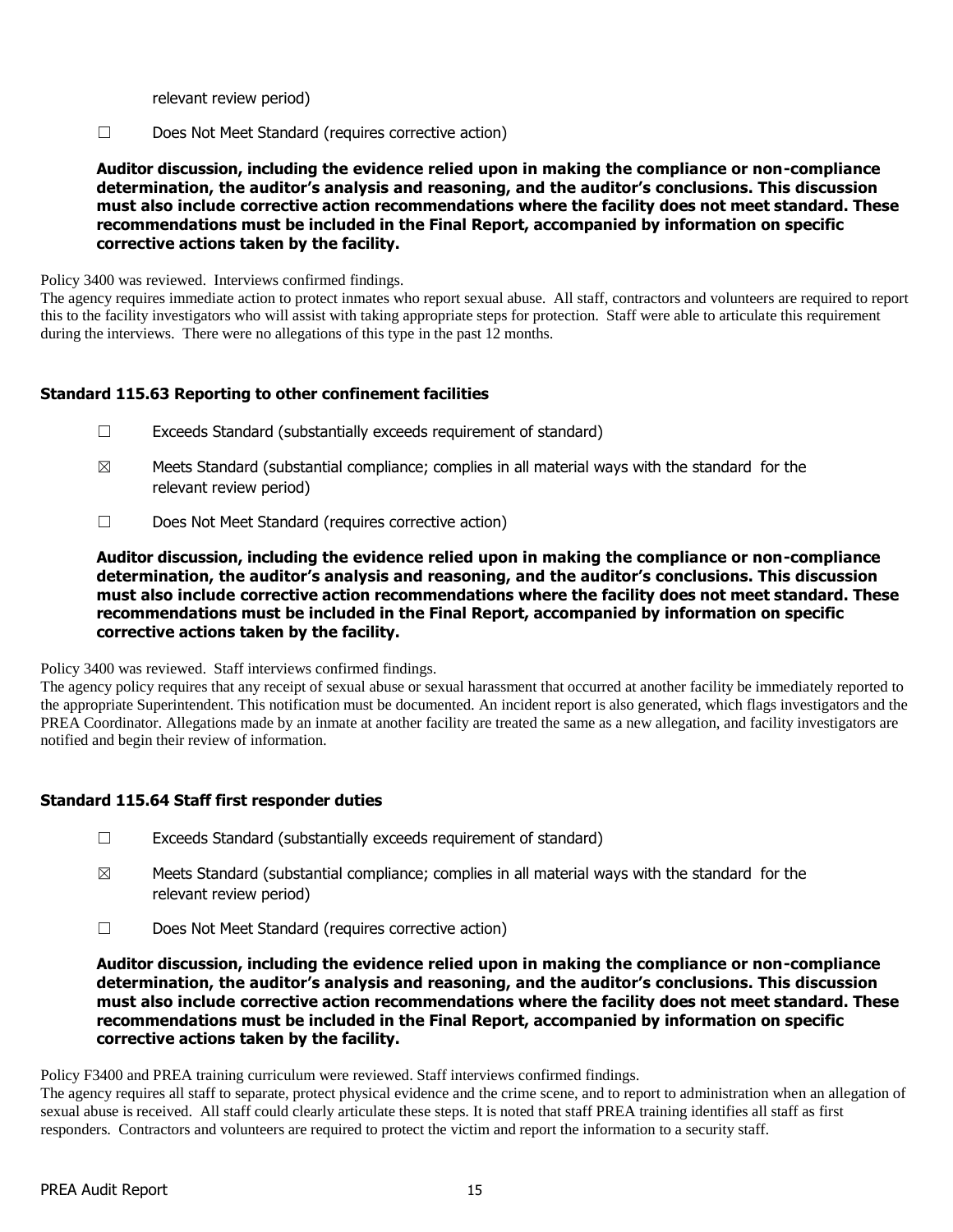relevant review period)

☐ Does Not Meet Standard (requires corrective action)

**Auditor discussion, including the evidence relied upon in making the compliance or non-compliance determination, the auditor's analysis and reasoning, and the auditor's conclusions. This discussion must also include corrective action recommendations where the facility does not meet standard. These recommendations must be included in the Final Report, accompanied by information on specific corrective actions taken by the facility.**

Policy 3400 was reviewed. Interviews confirmed findings.
The agency requires immediate action to protect inmates who report sexual abuse. All staff, contractors and volunteers are required to report this to the facility investigators who will assist with taking appropriate steps for protection. Staff were able to articulate this requirement during the interviews. There were no allegations of this type in the past 12 months.

### Standard 115.63 Reporting to other confinement facilities

☐ Exceeds Standard (substantially exceeds requirement of standard)

☒ Meets Standard (substantial compliance; complies in all material ways with the standard for the relevant review period)

☐ Does Not Meet Standard (requires corrective action)

**Auditor discussion, including the evidence relied upon in making the compliance or non-compliance determination, the auditor's analysis and reasoning, and the auditor's conclusions. This discussion must also include corrective action recommendations where the facility does not meet standard. These recommendations must be included in the Final Report, accompanied by information on specific corrective actions taken by the facility.**

Policy 3400 was reviewed. Staff interviews confirmed findings.
The agency policy requires that any receipt of sexual abuse or sexual harassment that occurred at another facility be immediately reported to the appropriate Superintendent. This notification must be documented. An incident report is also generated, which flags investigators and the PREA Coordinator. Allegations made by an inmate at another facility are treated the same as a new allegation, and facility investigators are notified and begin their review of information.

### Standard 115.64 Staff first responder duties

☐ Exceeds Standard (substantially exceeds requirement of standard)

☒ Meets Standard (substantial compliance; complies in all material ways with the standard for the relevant review period)

☐ Does Not Meet Standard (requires corrective action)

**Auditor discussion, including the evidence relied upon in making the compliance or non-compliance determination, the auditor's analysis and reasoning, and the auditor's conclusions. This discussion must also include corrective action recommendations where the facility does not meet standard. These recommendations must be included in the Final Report, accompanied by information on specific corrective actions taken by the facility.**

Policy F3400 and PREA training curriculum were reviewed. Staff interviews confirmed findings.
The agency requires all staff to separate, protect physical evidence and the crime scene, and to report to administration when an allegation of sexual abuse is received. All staff could clearly articulate these steps. It is noted that staff PREA training identifies all staff as first responders. Contractors and volunteers are required to protect the victim and report the information to a security staff.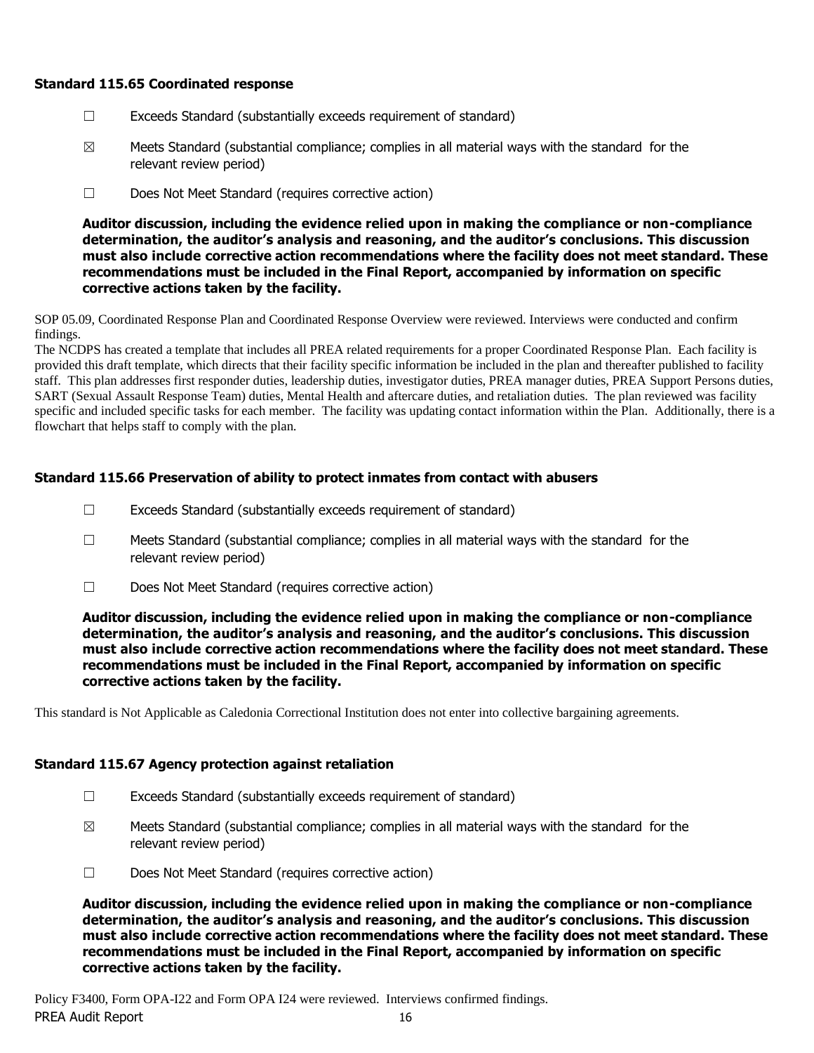### Standard 115.65 Coordinated response

☐ Exceeds Standard (substantially exceeds requirement of standard)

☒ Meets Standard (substantial compliance; complies in all material ways with the standard for the relevant review period)

☐ Does Not Meet Standard (requires corrective action)

**Auditor discussion, including the evidence relied upon in making the compliance or non-compliance determination, the auditor's analysis and reasoning, and the auditor's conclusions. This discussion must also include corrective action recommendations where the facility does not meet standard. These recommendations must be included in the Final Report, accompanied by information on specific corrective actions taken by the facility.**

SOP 05.09, Coordinated Response Plan and Coordinated Response Overview were reviewed. Interviews were conducted and confirm findings.

The NCDPS has created a template that includes all PREA related requirements for a proper Coordinated Response Plan. Each facility is provided this draft template, which directs that their facility specific information be included in the plan and thereafter published to facility staff. This plan addresses first responder duties, leadership duties, investigator duties, PREA manager duties, PREA Support Persons duties, SART (Sexual Assault Response Team) duties, Mental Health and aftercare duties, and retaliation duties. The plan reviewed was facility specific and included specific tasks for each member. The facility was updating contact information within the Plan. Additionally, there is a flowchart that helps staff to comply with the plan.

### Standard 115.66 Preservation of ability to protect inmates from contact with abusers

☐ Exceeds Standard (substantially exceeds requirement of standard)

☐ Meets Standard (substantial compliance; complies in all material ways with the standard for the relevant review period)

☐ Does Not Meet Standard (requires corrective action)

**Auditor discussion, including the evidence relied upon in making the compliance or non-compliance determination, the auditor's analysis and reasoning, and the auditor's conclusions. This discussion must also include corrective action recommendations where the facility does not meet standard. These recommendations must be included in the Final Report, accompanied by information on specific corrective actions taken by the facility.**

This standard is Not Applicable as Caledonia Correctional Institution does not enter into collective bargaining agreements.

### Standard 115.67 Agency protection against retaliation

☐ Exceeds Standard (substantially exceeds requirement of standard)

☒ Meets Standard (substantial compliance; complies in all material ways with the standard for the relevant review period)

☐ Does Not Meet Standard (requires corrective action)

**Auditor discussion, including the evidence relied upon in making the compliance or non-compliance determination, the auditor's analysis and reasoning, and the auditor's conclusions. This discussion must also include corrective action recommendations where the facility does not meet standard. These recommendations must be included in the Final Report, accompanied by information on specific corrective actions taken by the facility.**

Policy F3400, Form OPA-I22 and Form OPA I24 were reviewed. Interviews confirmed findings.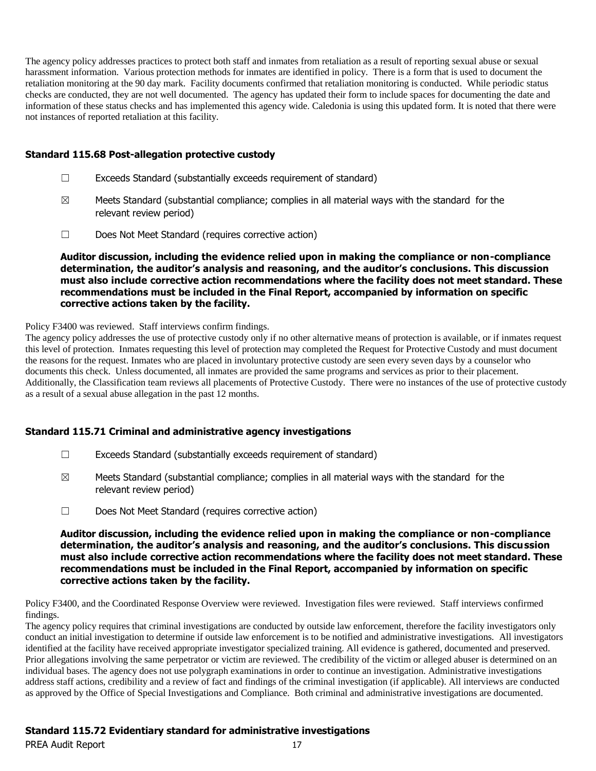The agency policy addresses practices to protect both staff and inmates from retaliation as a result of reporting sexual abuse or sexual harassment information. Various protection methods for inmates are identified in policy. There is a form that is used to document the retaliation monitoring at the 90 day mark. Facility documents confirmed that retaliation monitoring is conducted. While periodic status checks are conducted, they are not well documented. The agency has updated their form to include spaces for documenting the date and information of these status checks and has implemented this agency wide. Caledonia is using this updated form. It is noted that there were not instances of reported retaliation at this facility.

### Standard 115.68 Post-allegation protective custody

☐ Exceeds Standard (substantially exceeds requirement of standard)

☒ Meets Standard (substantial compliance; complies in all material ways with the standard for the relevant review period)

☐ Does Not Meet Standard (requires corrective action)

**Auditor discussion, including the evidence relied upon in making the compliance or non-compliance determination, the auditor's analysis and reasoning, and the auditor's conclusions. This discussion must also include corrective action recommendations where the facility does not meet standard. These recommendations must be included in the Final Report, accompanied by information on specific corrective actions taken by the facility.**

Policy F3400 was reviewed. Staff interviews confirm findings.
The agency policy addresses the use of protective custody only if no other alternative means of protection is available, or if inmates request this level of protection. Inmates requesting this level of protection may completed the Request for Protective Custody and must document the reasons for the request. Inmates who are placed in involuntary protective custody are seen every seven days by a counselor who documents this check. Unless documented, all inmates are provided the same programs and services as prior to their placement. Additionally, the Classification team reviews all placements of Protective Custody. There were no instances of the use of protective custody as a result of a sexual abuse allegation in the past 12 months.

### Standard 115.71 Criminal and administrative agency investigations

☐ Exceeds Standard (substantially exceeds requirement of standard)

☒ Meets Standard (substantial compliance; complies in all material ways with the standard for the relevant review period)

☐ Does Not Meet Standard (requires corrective action)

**Auditor discussion, including the evidence relied upon in making the compliance or non-compliance determination, the auditor's analysis and reasoning, and the auditor's conclusions. This discussion must also include corrective action recommendations where the facility does not meet standard. These recommendations must be included in the Final Report, accompanied by information on specific corrective actions taken by the facility.**

Policy F3400, and the Coordinated Response Overview were reviewed. Investigation files were reviewed. Staff interviews confirmed findings.
The agency policy requires that criminal investigations are conducted by outside law enforcement, therefore the facility investigators only conduct an initial investigation to determine if outside law enforcement is to be notified and administrative investigations. All investigators identified at the facility have received appropriate investigator specialized training. All evidence is gathered, documented and preserved. Prior allegations involving the same perpetrator or victim are reviewed. The credibility of the victim or alleged abuser is determined on an individual bases. The agency does not use polygraph examinations in order to continue an investigation. Administrative investigations address staff actions, credibility and a review of fact and findings of the criminal investigation (if applicable). All interviews are conducted as approved by the Office of Special Investigations and Compliance. Both criminal and administrative investigations are documented.

### Standard 115.72 Evidentiary standard for administrative investigations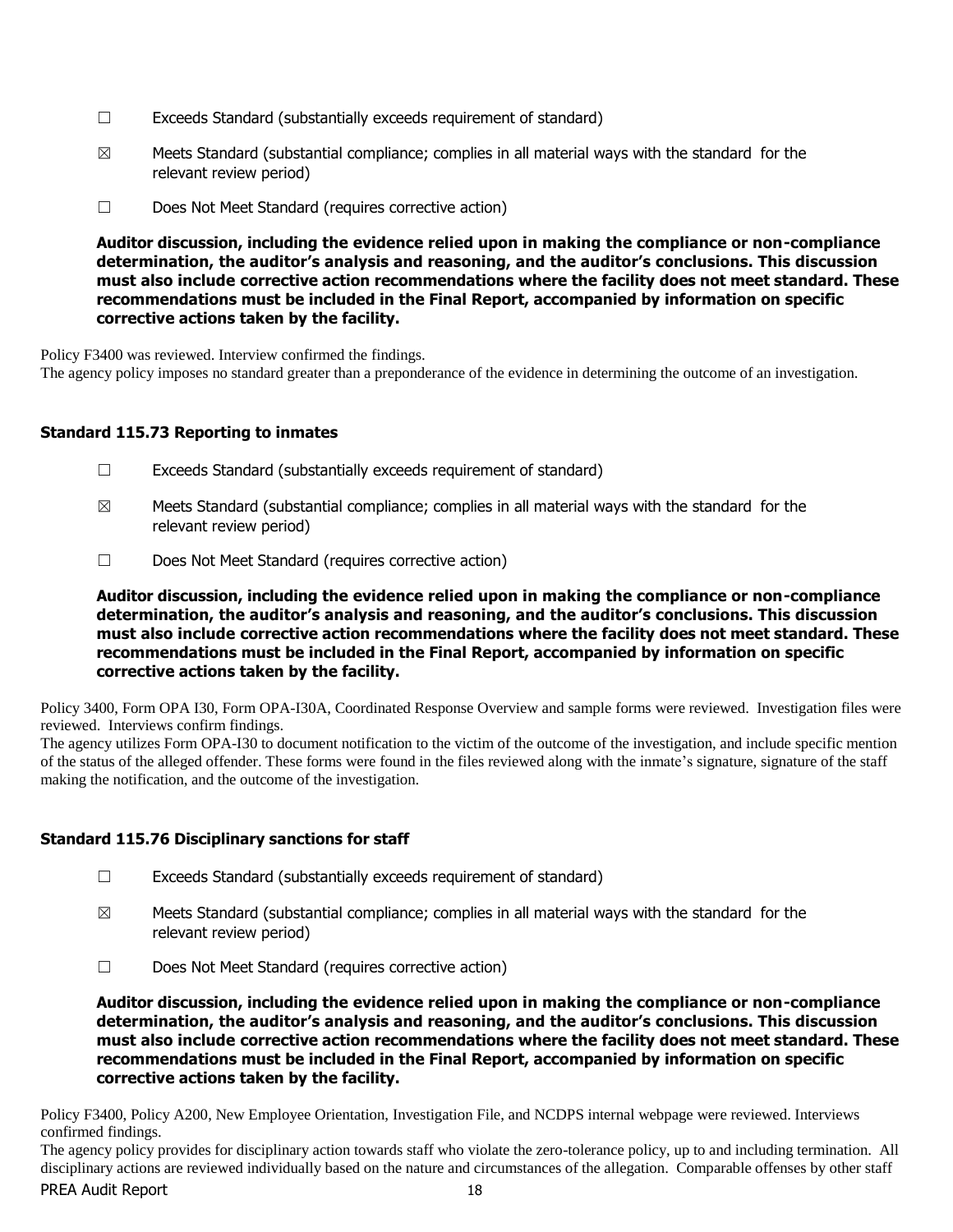☐ Exceeds Standard (substantially exceeds requirement of standard)

☒ Meets Standard (substantial compliance; complies in all material ways with the standard for the relevant review period)

☐ Does Not Meet Standard (requires corrective action)

**Auditor discussion, including the evidence relied upon in making the compliance or non-compliance determination, the auditor's analysis and reasoning, and the auditor's conclusions. This discussion must also include corrective action recommendations where the facility does not meet standard. These recommendations must be included in the Final Report, accompanied by information on specific corrective actions taken by the facility.**

Policy F3400 was reviewed. Interview confirmed the findings.
The agency policy imposes no standard greater than a preponderance of the evidence in determining the outcome of an investigation.

### Standard 115.73 Reporting to inmates

☐ Exceeds Standard (substantially exceeds requirement of standard)

☒ Meets Standard (substantial compliance; complies in all material ways with the standard for the relevant review period)

☐ Does Not Meet Standard (requires corrective action)

**Auditor discussion, including the evidence relied upon in making the compliance or non-compliance determination, the auditor's analysis and reasoning, and the auditor's conclusions. This discussion must also include corrective action recommendations where the facility does not meet standard. These recommendations must be included in the Final Report, accompanied by information on specific corrective actions taken by the facility.**

Policy 3400, Form OPA I30, Form OPA-I30A, Coordinated Response Overview and sample forms were reviewed. Investigation files were reviewed. Interviews confirm findings.
The agency utilizes Form OPA-I30 to document notification to the victim of the outcome of the investigation, and include specific mention of the status of the alleged offender. These forms were found in the files reviewed along with the inmate's signature, signature of the staff making the notification, and the outcome of the investigation.

### Standard 115.76 Disciplinary sanctions for staff

☐ Exceeds Standard (substantially exceeds requirement of standard)

☒ Meets Standard (substantial compliance; complies in all material ways with the standard for the relevant review period)

☐ Does Not Meet Standard (requires corrective action)

**Auditor discussion, including the evidence relied upon in making the compliance or non-compliance determination, the auditor's analysis and reasoning, and the auditor's conclusions. This discussion must also include corrective action recommendations where the facility does not meet standard. These recommendations must be included in the Final Report, accompanied by information on specific corrective actions taken by the facility.**

Policy F3400, Policy A200, New Employee Orientation, Investigation File, and NCDPS internal webpage were reviewed. Interviews confirmed findings.
The agency policy provides for disciplinary action towards staff who violate the zero-tolerance policy, up to and including termination. All disciplinary actions are reviewed individually based on the nature and circumstances of the allegation. Comparable offenses by other staff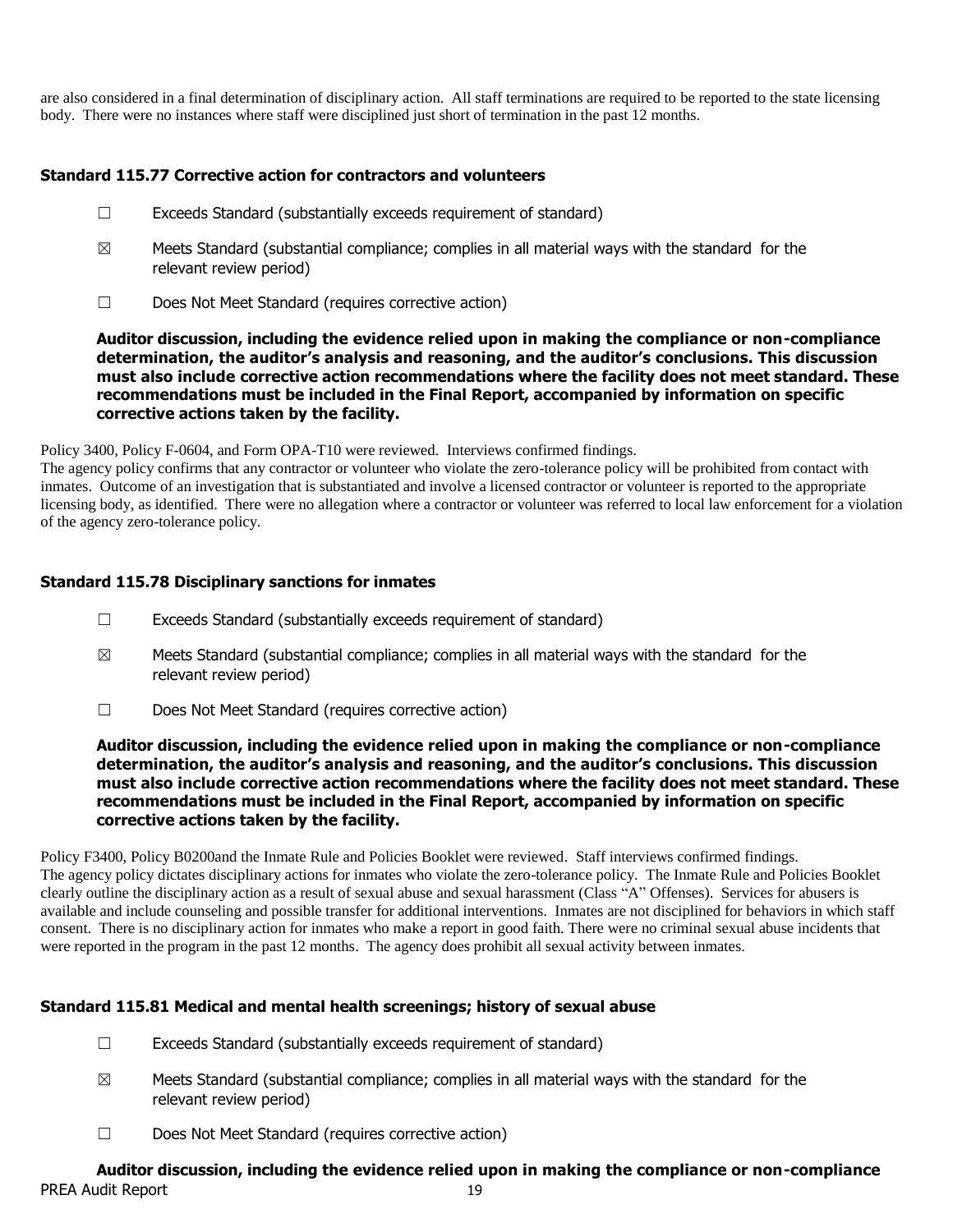are also considered in a final determination of disciplinary action. All staff terminations are required to be reported to the state licensing body. There were no instances where staff were disciplined just short of termination in the past 12 months.

### Standard 115.77 Corrective action for contractors and volunteers

☐ Exceeds Standard (substantially exceeds requirement of standard)

☒ Meets Standard (substantial compliance; complies in all material ways with the standard for the relevant review period)

☐ Does Not Meet Standard (requires corrective action)

**Auditor discussion, including the evidence relied upon in making the compliance or non-compliance determination, the auditor's analysis and reasoning, and the auditor's conclusions. This discussion must also include corrective action recommendations where the facility does not meet standard. These recommendations must be included in the Final Report, accompanied by information on specific corrective actions taken by the facility.**

Policy 3400, Policy F-0604, and Form OPA-T10 were reviewed. Interviews confirmed findings.
The agency policy confirms that any contractor or volunteer who violate the zero-tolerance policy will be prohibited from contact with inmates. Outcome of an investigation that is substantiated and involve a licensed contractor or volunteer is reported to the appropriate licensing body, as identified. There were no allegation where a contractor or volunteer was referred to local law enforcement for a violation of the agency zero-tolerance policy.

### Standard 115.78 Disciplinary sanctions for inmates

☐ Exceeds Standard (substantially exceeds requirement of standard)

☒ Meets Standard (substantial compliance; complies in all material ways with the standard for the relevant review period)

☐ Does Not Meet Standard (requires corrective action)

**Auditor discussion, including the evidence relied upon in making the compliance or non-compliance determination, the auditor's analysis and reasoning, and the auditor's conclusions. This discussion must also include corrective action recommendations where the facility does not meet standard. These recommendations must be included in the Final Report, accompanied by information on specific corrective actions taken by the facility.**

Policy F3400, Policy B0200and the Inmate Rule and Policies Booklet were reviewed. Staff interviews confirmed findings.
The agency policy dictates disciplinary actions for inmates who violate the zero-tolerance policy. The Inmate Rule and Policies Booklet clearly outline the disciplinary action as a result of sexual abuse and sexual harassment (Class "A" Offenses). Services for abusers is available and include counseling and possible transfer for additional interventions. Inmates are not disciplined for behaviors in which staff consent. There is no disciplinary action for inmates who make a report in good faith. There were no criminal sexual abuse incidents that were reported in the program in the past 12 months. The agency does prohibit all sexual activity between inmates.

### Standard 115.81 Medical and mental health screenings; history of sexual abuse

☐ Exceeds Standard (substantially exceeds requirement of standard)

☒ Meets Standard (substantial compliance; complies in all material ways with the standard for the relevant review period)

☐ Does Not Meet Standard (requires corrective action)

**Auditor discussion, including the evidence relied upon in making the compliance or non-compliance**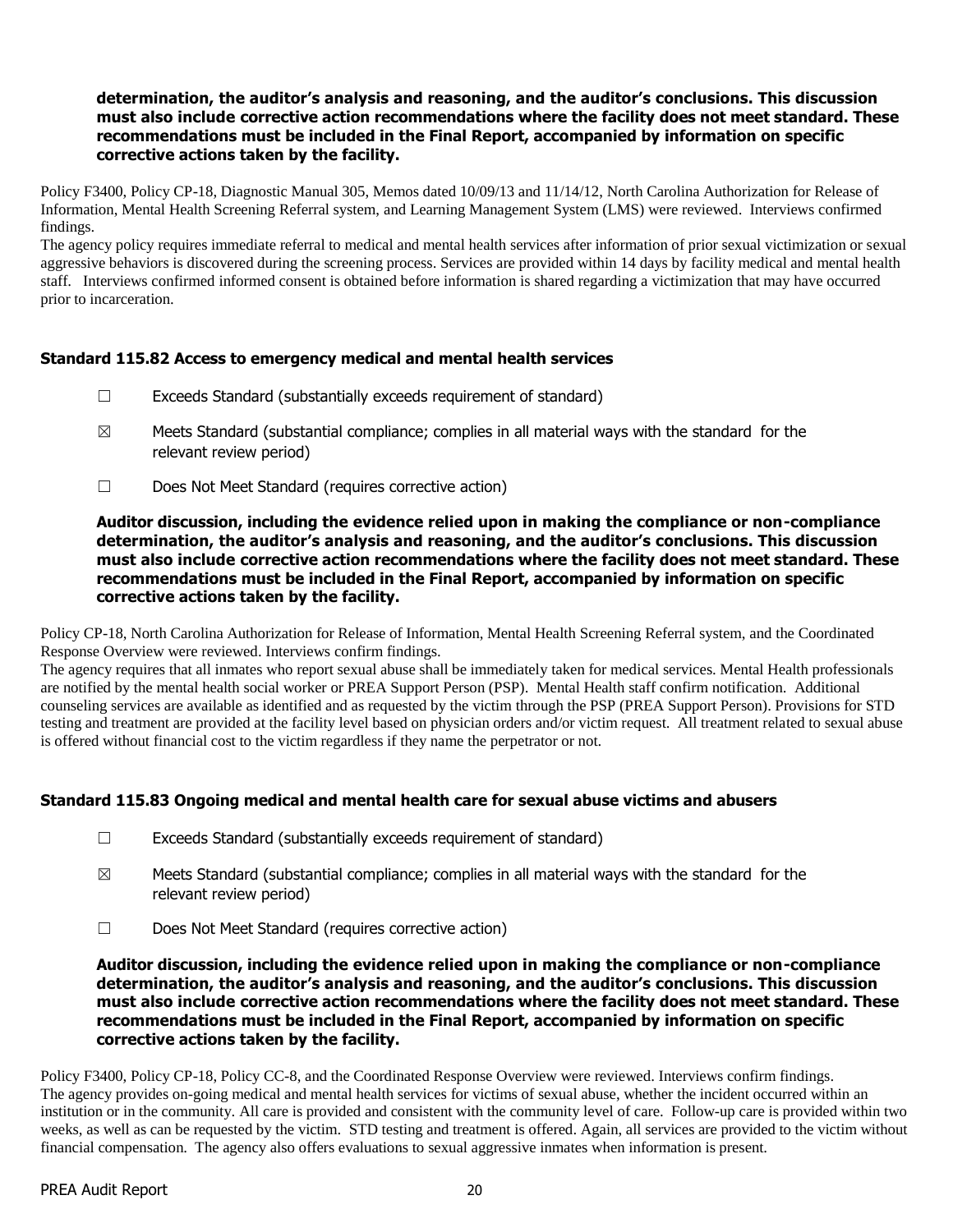**determination, the auditor's analysis and reasoning, and the auditor's conclusions. This discussion must also include corrective action recommendations where the facility does not meet standard. These recommendations must be included in the Final Report, accompanied by information on specific corrective actions taken by the facility.**

Policy F3400, Policy CP-18, Diagnostic Manual 305, Memos dated 10/09/13 and 11/14/12, North Carolina Authorization for Release of Information, Mental Health Screening Referral system, and Learning Management System (LMS) were reviewed. Interviews confirmed findings.

The agency policy requires immediate referral to medical and mental health services after information of prior sexual victimization or sexual aggressive behaviors is discovered during the screening process. Services are provided within 14 days by facility medical and mental health staff. Interviews confirmed informed consent is obtained before information is shared regarding a victimization that may have occurred prior to incarceration.

### Standard 115.82 Access to emergency medical and mental health services

☐ Exceeds Standard (substantially exceeds requirement of standard)

☒ Meets Standard (substantial compliance; complies in all material ways with the standard for the relevant review period)

☐ Does Not Meet Standard (requires corrective action)

**Auditor discussion, including the evidence relied upon in making the compliance or non-compliance determination, the auditor's analysis and reasoning, and the auditor's conclusions. This discussion must also include corrective action recommendations where the facility does not meet standard. These recommendations must be included in the Final Report, accompanied by information on specific corrective actions taken by the facility.**

Policy CP-18, North Carolina Authorization for Release of Information, Mental Health Screening Referral system, and the Coordinated Response Overview were reviewed. Interviews confirm findings.

The agency requires that all inmates who report sexual abuse shall be immediately taken for medical services. Mental Health professionals are notified by the mental health social worker or PREA Support Person (PSP). Mental Health staff confirm notification. Additional counseling services are available as identified and as requested by the victim through the PSP (PREA Support Person). Provisions for STD testing and treatment are provided at the facility level based on physician orders and/or victim request. All treatment related to sexual abuse is offered without financial cost to the victim regardless if they name the perpetrator or not.

### Standard 115.83 Ongoing medical and mental health care for sexual abuse victims and abusers

☐ Exceeds Standard (substantially exceeds requirement of standard)

☒ Meets Standard (substantial compliance; complies in all material ways with the standard for the relevant review period)

☐ Does Not Meet Standard (requires corrective action)

**Auditor discussion, including the evidence relied upon in making the compliance or non-compliance determination, the auditor's analysis and reasoning, and the auditor's conclusions. This discussion must also include corrective action recommendations where the facility does not meet standard. These recommendations must be included in the Final Report, accompanied by information on specific corrective actions taken by the facility.**

Policy F3400, Policy CP-18, Policy CC-8, and the Coordinated Response Overview were reviewed. Interviews confirm findings.

The agency provides on-going medical and mental health services for victims of sexual abuse, whether the incident occurred within an institution or in the community. All care is provided and consistent with the community level of care. Follow-up care is provided within two weeks, as well as can be requested by the victim. STD testing and treatment is offered. Again, all services are provided to the victim without financial compensation. The agency also offers evaluations to sexual aggressive inmates when information is present.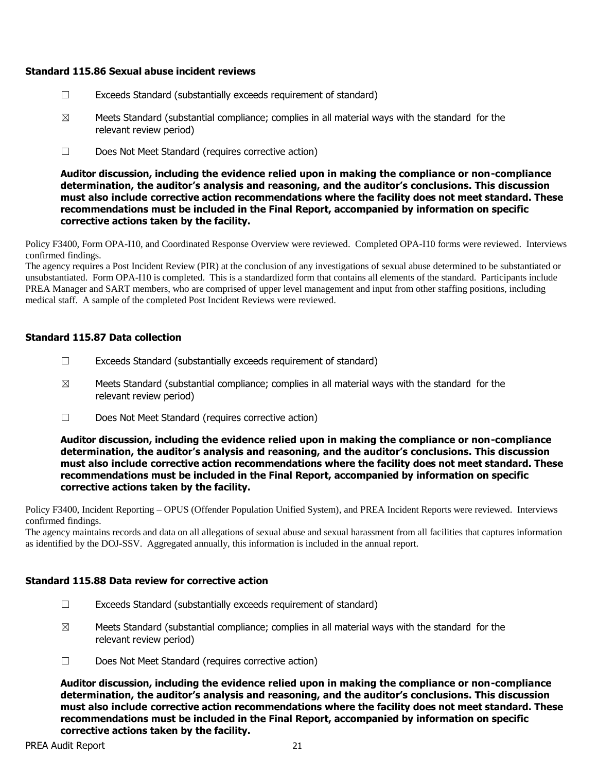### Standard 115.86 Sexual abuse incident reviews

☐ Exceeds Standard (substantially exceeds requirement of standard)

☒ Meets Standard (substantial compliance; complies in all material ways with the standard for the relevant review period)

☐ Does Not Meet Standard (requires corrective action)

**Auditor discussion, including the evidence relied upon in making the compliance or non-compliance determination, the auditor's analysis and reasoning, and the auditor's conclusions. This discussion must also include corrective action recommendations where the facility does not meet standard. These recommendations must be included in the Final Report, accompanied by information on specific corrective actions taken by the facility.**

Policy F3400, Form OPA-I10, and Coordinated Response Overview were reviewed. Completed OPA-I10 forms were reviewed. Interviews confirmed findings.

The agency requires a Post Incident Review (PIR) at the conclusion of any investigations of sexual abuse determined to be substantiated or unsubstantiated. Form OPA-I10 is completed. This is a standardized form that contains all elements of the standard. Participants include PREA Manager and SART members, who are comprised of upper level management and input from other staffing positions, including medical staff. A sample of the completed Post Incident Reviews were reviewed.

### Standard 115.87 Data collection

☐ Exceeds Standard (substantially exceeds requirement of standard)

☒ Meets Standard (substantial compliance; complies in all material ways with the standard for the relevant review period)

☐ Does Not Meet Standard (requires corrective action)

**Auditor discussion, including the evidence relied upon in making the compliance or non-compliance determination, the auditor's analysis and reasoning, and the auditor's conclusions. This discussion must also include corrective action recommendations where the facility does not meet standard. These recommendations must be included in the Final Report, accompanied by information on specific corrective actions taken by the facility.**

Policy F3400, Incident Reporting – OPUS (Offender Population Unified System), and PREA Incident Reports were reviewed. Interviews confirmed findings.

The agency maintains records and data on all allegations of sexual abuse and sexual harassment from all facilities that captures information as identified by the DOJ-SSV. Aggregated annually, this information is included in the annual report.

### Standard 115.88 Data review for corrective action

☐ Exceeds Standard (substantially exceeds requirement of standard)

☒ Meets Standard (substantial compliance; complies in all material ways with the standard for the relevant review period)

☐ Does Not Meet Standard (requires corrective action)

**Auditor discussion, including the evidence relied upon in making the compliance or non-compliance determination, the auditor's analysis and reasoning, and the auditor's conclusions. This discussion must also include corrective action recommendations where the facility does not meet standard. These recommendations must be included in the Final Report, accompanied by information on specific corrective actions taken by the facility.**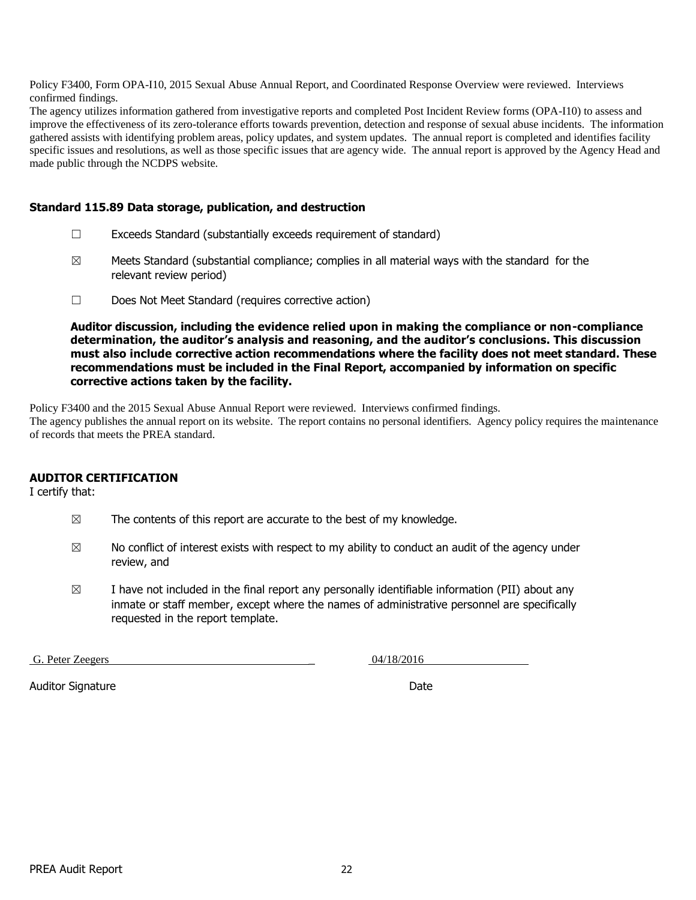Policy F3400, Form OPA-I10, 2015 Sexual Abuse Annual Report, and Coordinated Response Overview were reviewed. Interviews confirmed findings.

The agency utilizes information gathered from investigative reports and completed Post Incident Review forms (OPA-I10) to assess and improve the effectiveness of its zero-tolerance efforts towards prevention, detection and response of sexual abuse incidents. The information gathered assists with identifying problem areas, policy updates, and system updates. The annual report is completed and identifies facility specific issues and resolutions, as well as those specific issues that are agency wide. The annual report is approved by the Agency Head and made public through the NCDPS website.

### Standard 115.89 Data storage, publication, and destruction

☐ Exceeds Standard (substantially exceeds requirement of standard)

☒ Meets Standard (substantial compliance; complies in all material ways with the standard for the relevant review period)

☐ Does Not Meet Standard (requires corrective action)

**Auditor discussion, including the evidence relied upon in making the compliance or non-compliance determination, the auditor's analysis and reasoning, and the auditor's conclusions. This discussion must also include corrective action recommendations where the facility does not meet standard. These recommendations must be included in the Final Report, accompanied by information on specific corrective actions taken by the facility.**

Policy F3400 and the 2015 Sexual Abuse Annual Report were reviewed. Interviews confirmed findings.

The agency publishes the annual report on its website. The report contains no personal identifiers. Agency policy requires the maintenance of records that meets the PREA standard.

### AUDITOR CERTIFICATION

I certify that:

☒ The contents of this report are accurate to the best of my knowledge.

☒ No conflict of interest exists with respect to my ability to conduct an audit of the agency under review, and

☒ I have not included in the final report any personally identifiable information (PII) about any inmate or staff member, except where the names of administrative personnel are specifically requested in the report template.

G. Peter Zeegers 04/18/2016

Auditor Signature Date